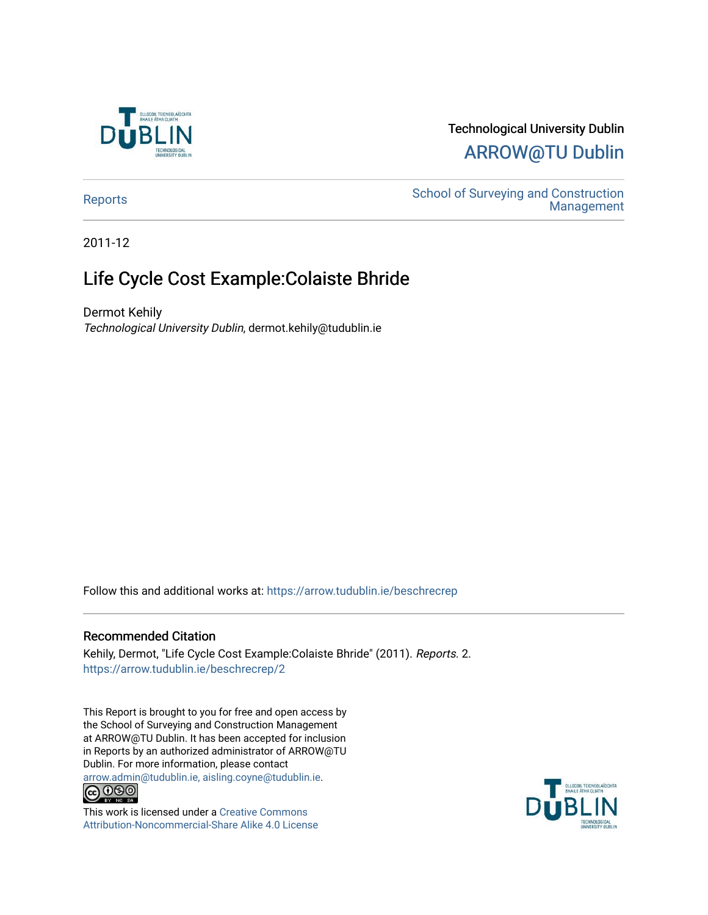Technological University Dublin

ARROW@TU Dublin

Reports

School of Surveying and Construction Management

2011-12

# Life Cycle Cost Example:Colaiste Bhride

Dermot Kehily

*Technological University Dublin*, dermot.kehily@tudublin.ie

Follow this and additional works at: https://arrow.tudublin.ie/beschrecrep

## Recommended Citation

Kehily, Dermot, "Life Cycle Cost Example:Colaiste Bhride" (2011). *Reports*. 2.
https://arrow.tudublin.ie/beschrecrep/2

This Report is brought to you for free and open access by the School of Surveying and Construction Management at ARROW@TU Dublin. It has been accepted for inclusion in Reports by an authorized administrator of ARROW@TU Dublin. For more information, please contact arrow.admin@tudublin.ie, aisling.coyne@tudublin.ie.

This work is licensed under a Creative Commons Attribution-Noncommercial-Share Alike 4.0 License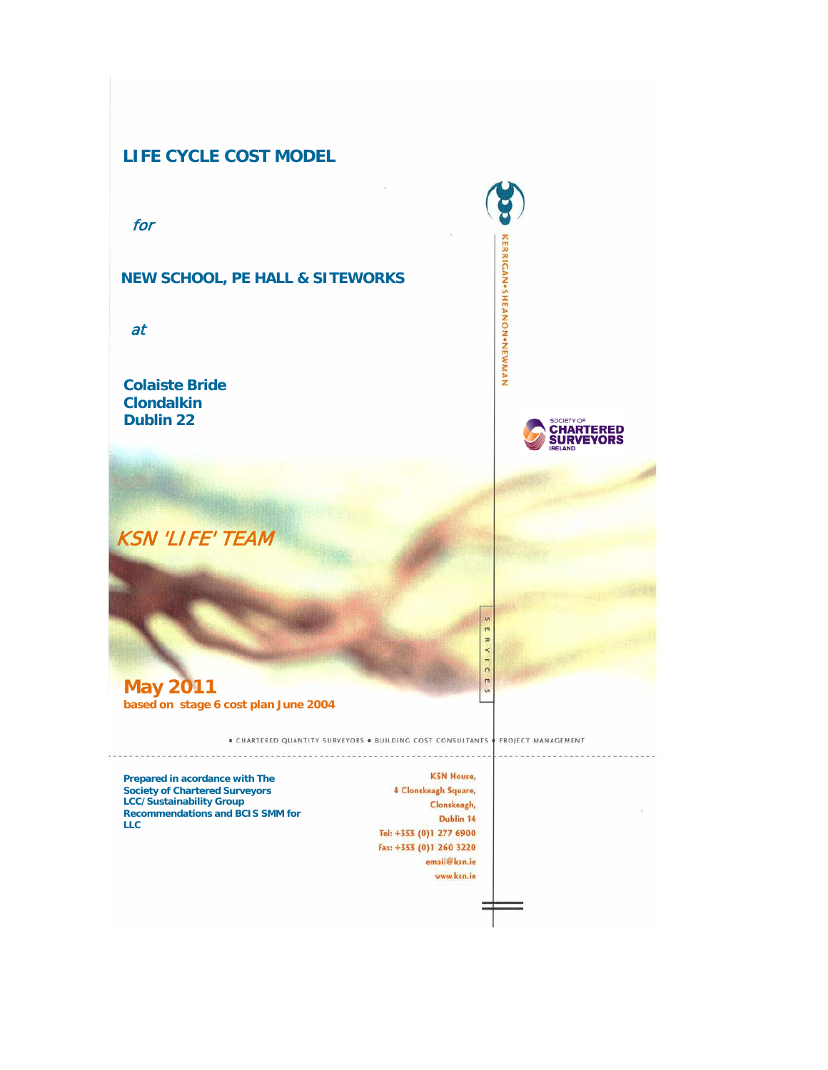# LIFE CYCLE COST MODEL

*for*

## NEW SCHOOL, PE HALL & SITEWORKS

*at*

**Colaiste Bride**
**Clondalkin**
**Dublin 22**

KERRIGAN•SHEANON•NEWMAN

SOCIETY OF CHARTERED SURVEYORS IRELAND

*KSN 'LIFE' TEAM*

SERVICES

**May 2011**
**based on stage 6 cost plan June 2004**

• CHARTERED QUANTITY SURVEYORS • BUILDING COST CONSULTANTS • PROJECT MANAGEMENT

**Prepared in accordance with The Society of Chartered Surveyors LCC/Sustainability Group Recommendations and BCIS SMM for LLC**

KSN House,
4 Clonskeagh Square,
Clonskeagh,
Dublin 14
Tel: +353 (0)1 277 6900
Fax: +353 (0)1 260 3220
email@ksn.ie
www.ksn.ie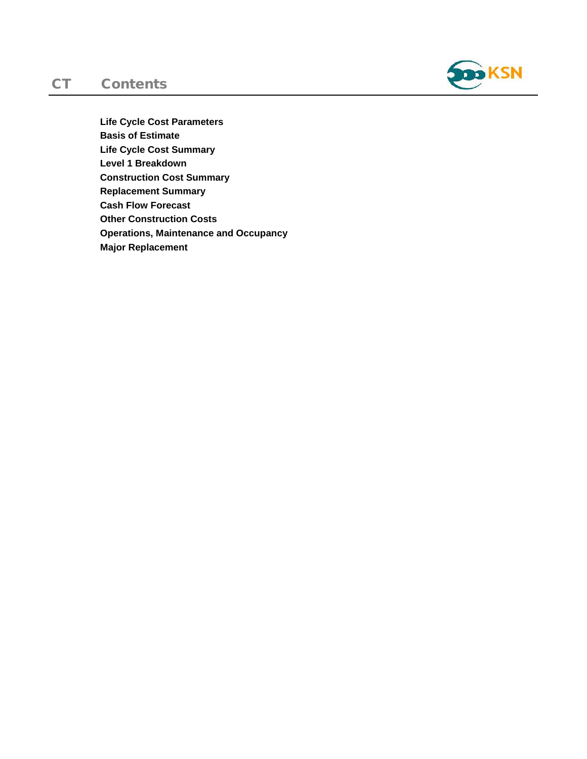# CT Contents

**Life Cycle Cost Parameters**
**Basis of Estimate**
**Life Cycle Cost Summary**
**Level 1 Breakdown**
**Construction Cost Summary**
**Replacement Summary**
**Cash Flow Forecast**
**Other Construction Costs**
**Operations, Maintenance and Occupancy**
**Major Replacement**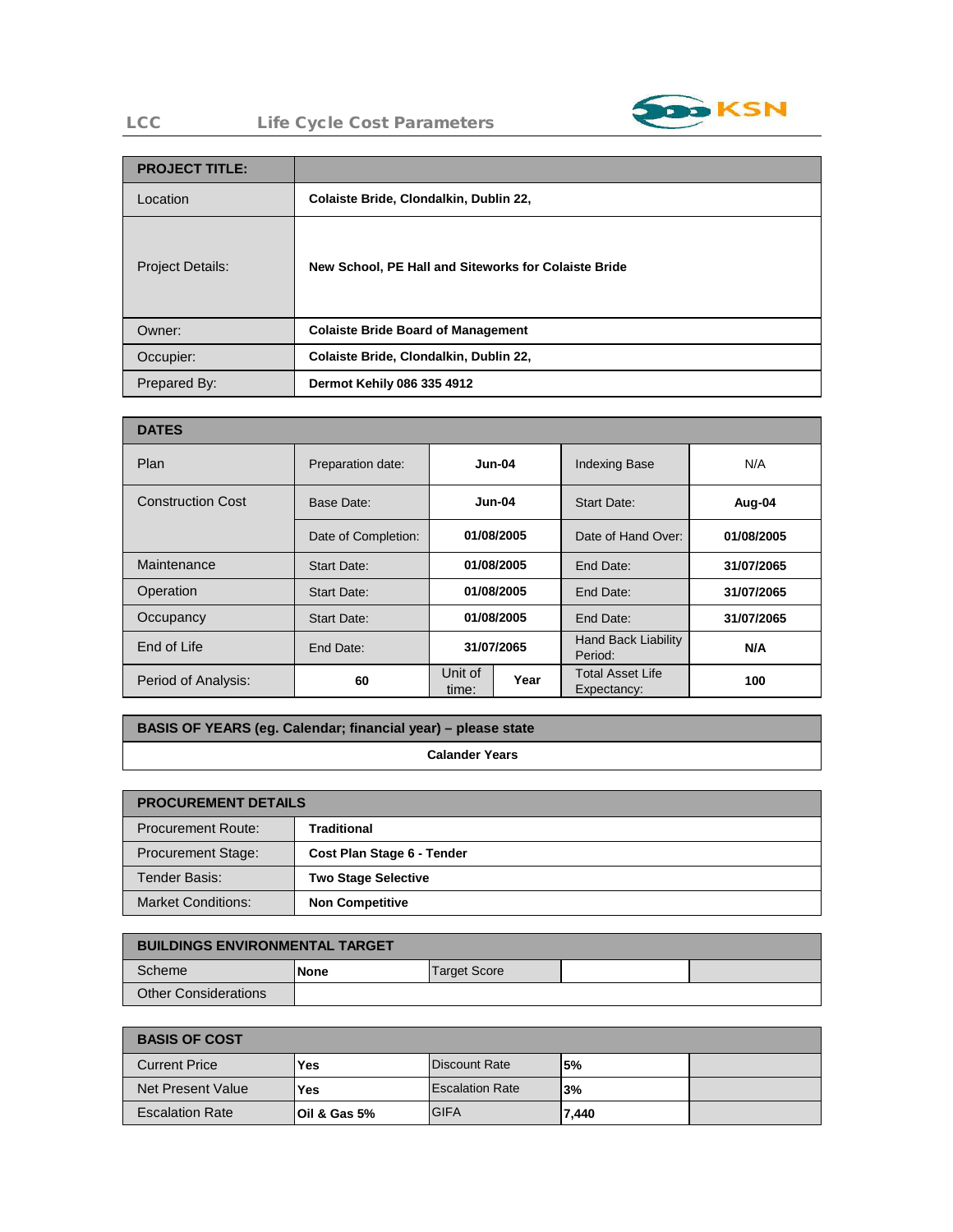LCC Life Cycle Cost Parameters

| PROJECT TITLE: | |
|---|---|
| Location | **Colaiste Bride, Clondalkin, Dublin 22,** |
| Project Details: | **New School, PE Hall and Siteworks for Colaiste Bride** |
| Owner: | **Colaiste Bride Board of Management** |
| Occupier: | **Colaiste Bride, Clondalkin, Dublin 22,** |
| Prepared By: | **Dermot Kehily 086 335 4912** |

| DATES | | | | | |
|---|---|---|---|---|---|
| Plan | Preparation date: | **Jun-04** | | Indexing Base | N/A |
| Construction Cost | Base Date: | **Jun-04** | | Start Date: | **Aug-04** |
| | Date of Completion: | **01/08/2005** | | Date of Hand Over: | **01/08/2005** |
| Maintenance | Start Date: | **01/08/2005** | | End Date: | **31/07/2065** |
| Operation | Start Date: | **01/08/2005** | | End Date: | **31/07/2065** |
| Occupancy | Start Date: | **01/08/2005** | | End Date: | **31/07/2065** |
| End of Life | End Date: | **31/07/2065** | | Hand Back Liability Period: | **N/A** |
| Period of Analysis: | **60** | Unit of time: | **Year** | Total Asset Life Expectancy: | **100** |

| BASIS OF YEARS (eg. Calendar; financial year) – please state |
|---|
| **Calander Years** |

| PROCUREMENT DETAILS | |
|---|---|
| Procurement Route: | **Traditional** |
| Procurement Stage: | **Cost Plan Stage 6 - Tender** |
| Tender Basis: | **Two Stage Selective** |
| Market Conditions: | **Non Competitive** |

| BUILDINGS ENVIRONMENTAL TARGET | | | | |
|---|---|---|---|---|
| Scheme | **None** | Target Score | | |
| Other Considerations | | | | |

| BASIS OF COST | | | | |
|---|---|---|---|---|
| Current Price | **Yes** | Discount Rate | **5%** | |
| Net Present Value | **Yes** | Escalation Rate | **3%** | |
| Escalation Rate | **Oil & Gas 5%** | GIFA | **7,440** | |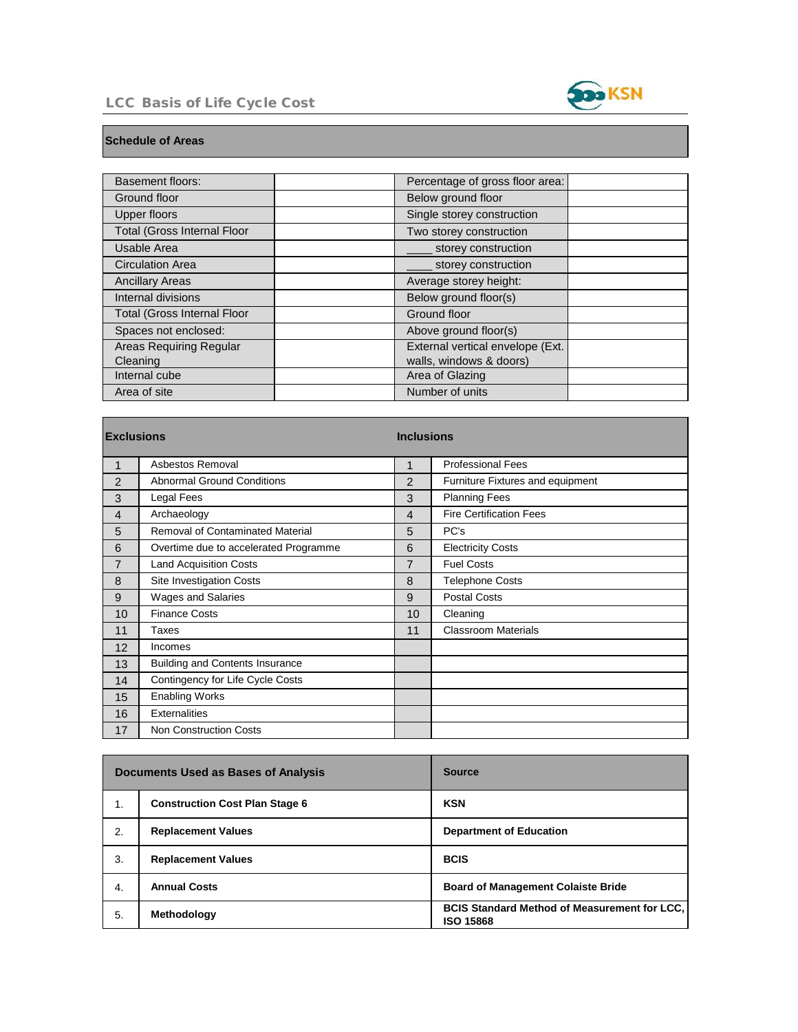## Schedule of Areas

| | | | |
|---|---|---|---|
| Basement floors: | | Percentage of gross floor area: | |
| Ground floor | | Below ground floor | |
| Upper floors | | Single storey construction | |
| Total (Gross Internal Floor | | Two storey construction | |
| Usable Area | | ____ storey construction | |
| Circulation Area | | ____ storey construction | |
| Ancillary Areas | | Average storey height: | |
| Internal divisions | | Below ground floor(s) | |
| Total (Gross Internal Floor | | Ground floor | |
| Spaces not enclosed: | | Above ground floor(s) | |
| Areas Requiring Regular Cleaning | | External vertical envelope (Ext. walls, windows & doors) | |
| Internal cube | | Area of Glazing | |
| Area of site | | Number of units | |

| Exclusions | | Inclusions | |
|---|---|---|---|
| 1 | Asbestos Removal | 1 | Professional Fees |
| 2 | Abnormal Ground Conditions | 2 | Furniture Fixtures and equipment |
| 3 | Legal Fees | 3 | Planning Fees |
| 4 | Archaeology | 4 | Fire Certification Fees |
| 5 | Removal of Contaminated Material | 5 | PC's |
| 6 | Overtime due to accelerated Programme | 6 | Electricity Costs |
| 7 | Land Acquisition Costs | 7 | Fuel Costs |
| 8 | Site Investigation Costs | 8 | Telephone Costs |
| 9 | Wages and Salaries | 9 | Postal Costs |
| 10 | Finance Costs | 10 | Cleaning |
| 11 | Taxes | 11 | Classroom Materials |
| 12 | Incomes | | |
| 13 | Building and Contents Insurance | | |
| 14 | Contingency for Life Cycle Costs | | |
| 15 | Enabling Works | | |
| 16 | Externalities | | |
| 17 | Non Construction Costs | | |

| | Documents Used as Bases of Analysis | Source |
|---|---|---|
| 1. | **Construction Cost Plan Stage 6** | **KSN** |
| 2. | **Replacement Values** | **Department of Education** |
| 3. | **Replacement Values** | **BCIS** |
| 4. | **Annual Costs** | **Board of Management Colaiste Bride** |
| 5. | **Methodology** | **BCIS Standard Method of Measurement for LCC, ISO 15868** |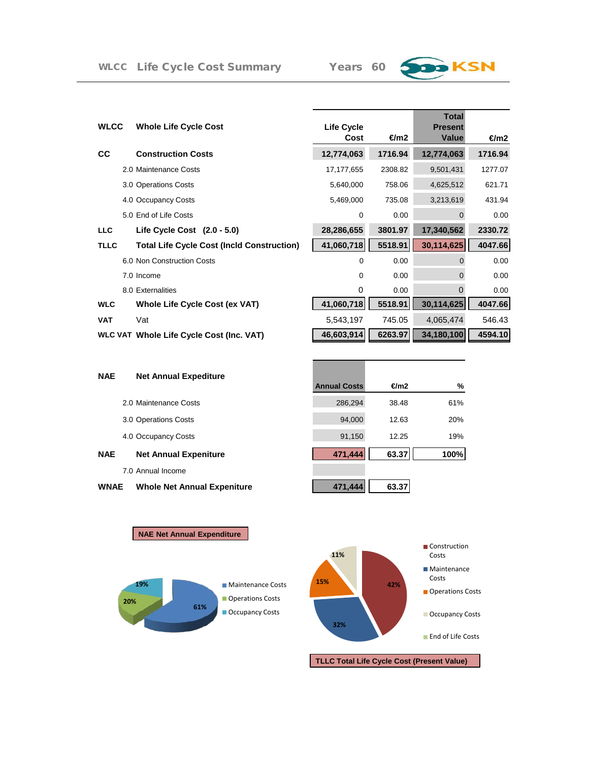# WLCC Life Cycle Cost Summary

**Years 60**

| | | Life Cycle Cost | €/m2 | Total Present Value | €/m2 |
|---|---|---|---|---|---|
| **WLCC** | **Whole Life Cycle Cost** | | | | |
| **CC** | **Construction Costs** | **12,774,063** | **1716.94** | **12,774,063** | **1716.94** |
| | 2.0 Maintenance Costs | 17,177,655 | 2308.82 | 9,501,431 | 1277.07 |
| | 3.0 Operations Costs | 5,640,000 | 758.06 | 4,625,512 | 621.71 |
| | 4.0 Occupancy Costs | 5,469,000 | 735.08 | 3,213,619 | 431.94 |
| | 5.0 End of Life Costs | 0 | 0.00 | 0 | 0.00 |
| **LLC** | **Life Cycle Cost (2.0 - 5.0)** | **28,286,655** | **3801.97** | **17,340,562** | **2330.72** |
| **TLLC** | **Total Life Cycle Cost (Incld Construction)** | **41,060,718** | **5518.91** | **30,114,625** | **4047.66** |
| | 6.0 Non Construction Costs | 0 | 0.00 | 0 | 0.00 |
| | 7.0 Income | 0 | 0.00 | 0 | 0.00 |
| | 8.0 Externalities | 0 | 0.00 | 0 | 0.00 |
| **WLC** | **Whole Life Cycle Cost (ex VAT)** | **41,060,718** | **5518.91** | **30,114,625** | **4047.66** |
| **VAT** | Vat | 5,543,197 | 745.05 | 4,065,474 | 546.43 |
| **WLC VAT** | **Whole Life Cycle Cost (Inc. VAT)** | **46,603,914** | **6263.97** | **34,180,100** | **4594.10** |

| | | Annual Costs | €/m2 | % |
|---|---|---|---|---|
| **NAE** | **Net Annual Expediture** | | | |
| | 2.0 Maintenance Costs | 286,294 | 38.48 | 61% |
| | 3.0 Operations Costs | 94,000 | 12.63 | 20% |
| | 4.0 Occupancy Costs | 91,150 | 12.25 | 19% |
| **NAE** | **Net Annual Expeniture** | **471,444** | **63.37** | **100%** |
| | 7.0 Annual Income | | | |
| **WNAE** | **Whole Net Annual Expeniture** | **471,444** | **63.37** | |

**NAE Net Annual Expenditure**

- Maintenance Costs: 61%
- Operations Costs: 20%
- Occupancy Costs: 19%

**TLLC Total Life Cycle Cost (Present Value)**

- Construction Costs: 42%
- Maintenance Costs: 32%
- Operations Costs: 15%
- Occupancy Costs: 11%
- End of Life Costs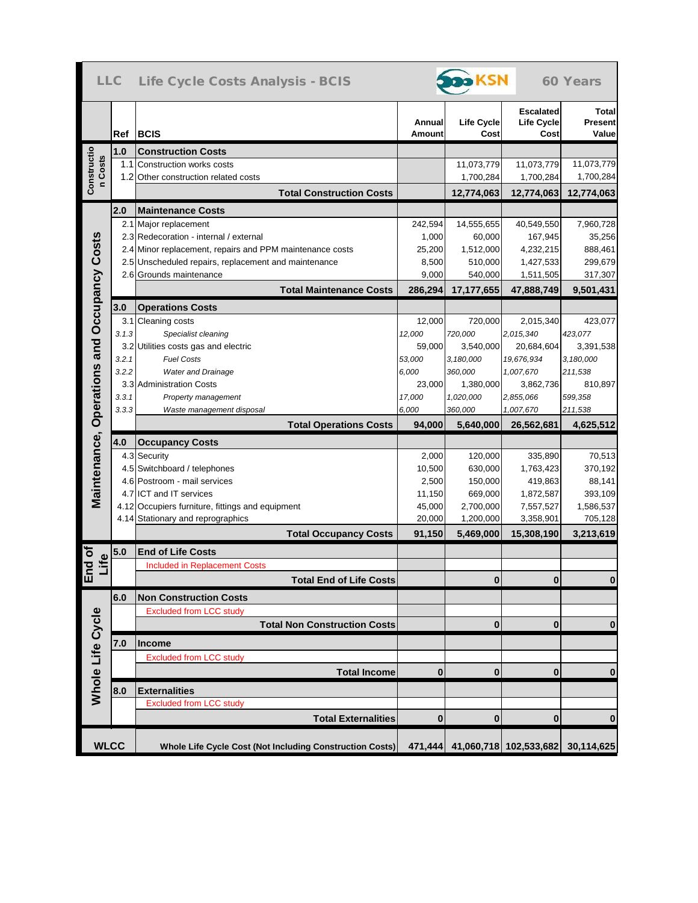# LLC Life Cycle Costs Analysis - BCIS

KSN — 60 Years

| Section | Ref | BCIS | Annual Amount | Life Cycle Cost | Escalated Life Cycle Cost | Total Present Value |
|---|---|---|---|---|---|---|
| Construction Costs | **1.0** | **Construction Costs** | | | | |
| | 1.1 | Construction works costs | | 11,073,779 | 11,073,779 | 11,073,779 |
| | 1.2 | Other construction related costs | | 1,700,284 | 1,700,284 | 1,700,284 |
| | | **Total Construction Costs** | | **12,774,063** | **12,774,063** | **12,774,063** |
| Maintenance, Operations and Occupancy Costs | **2.0** | **Maintenance Costs** | | | | |
| | 2.1 | Major replacement | 242,594 | 14,555,655 | 40,549,550 | 7,960,728 |
| | 2.3 | Redecoration - internal / external | 1,000 | 60,000 | 167,945 | 35,256 |
| | 2.4 | Minor replacement, repairs and PPM maintenance costs | 25,200 | 1,512,000 | 4,232,215 | 888,461 |
| | 2.5 | Unscheduled repairs, replacement and maintenance | 8,500 | 510,000 | 1,427,533 | 299,679 |
| | 2.6 | Grounds maintenance | 9,000 | 540,000 | 1,511,505 | 317,307 |
| | | **Total Maintenance Costs** | **286,294** | **17,177,655** | **47,888,749** | **9,501,431** |
| | **3.0** | **Operations Costs** | | | | |
| | 3.1 | Cleaning costs | 12,000 | 720,000 | 2,015,340 | 423,077 |
| | *3.1.3* | *Specialist cleaning* | *12,000* | *720,000* | *2,015,340* | *423,077* |
| | 3.2 | Utilities costs gas and electric | 59,000 | 3,540,000 | 20,684,604 | 3,391,538 |
| | *3.2.1* | *Fuel Costs* | *53,000* | *3,180,000* | *19,676,934* | *3,180,000* |
| | *3.2.2* | *Water and Drainage* | *6,000* | *360,000* | *1,007,670* | *211,538* |
| | 3.3 | Administration Costs | 23,000 | 1,380,000 | 3,862,736 | 810,897 |
| | *3.3.1* | *Property management* | *17,000* | *1,020,000* | *2,855,066* | *599,358* |
| | *3.3.3* | *Waste management disposal* | *6,000* | *360,000* | *1,007,670* | *211,538* |
| | | **Total Operations Costs** | **94,000** | **5,640,000** | **26,562,681** | **4,625,512** |
| | **4.0** | **Occupancy Costs** | | | | |
| | 4.3 | Security | 2,000 | 120,000 | 335,890 | 70,513 |
| | 4.5 | Switchboard / telephones | 10,500 | 630,000 | 1,763,423 | 370,192 |
| | 4.6 | Postroom - mail services | 2,500 | 150,000 | 419,863 | 88,141 |
| | 4.7 | ICT and IT services | 11,150 | 669,000 | 1,872,587 | 393,109 |
| | 4.12 | Occupiers furniture, fittings and equipment | 45,000 | 2,700,000 | 7,557,527 | 1,586,537 |
| | 4.14 | Stationary and reprographics | 20,000 | 1,200,000 | 3,358,901 | 705,128 |
| | | **Total Occupancy Costs** | **91,150** | **5,469,000** | **15,308,190** | **3,213,619** |
| End of Life | **5.0** | **End of Life Costs** | | | | |
| | | Included in Replacement Costs | | | | |
| | | **Total End of Life Costs** | | **0** | **0** | **0** |
| Whole Life Cycle | **6.0** | **Non Construction Costs** | | | | |
| | | Excluded from LCC study | | | | |
| | | **Total Non Construction Costs** | | **0** | **0** | **0** |
| | **7.0** | **Income** | | | | |
| | | Excluded from LCC study | | | | |
| | | **Total Income** | **0** | **0** | **0** | **0** |
| | **8.0** | **Externalities** | | | | |
| | | Excluded from LCC study | | | | |
| | | **Total Externalities** | **0** | **0** | **0** | **0** |
| **WLCC** | | **Whole Life Cycle Cost (Not Including Construction Costs)** | **471,444** | **41,060,718** | **102,533,682** | **30,114,625** |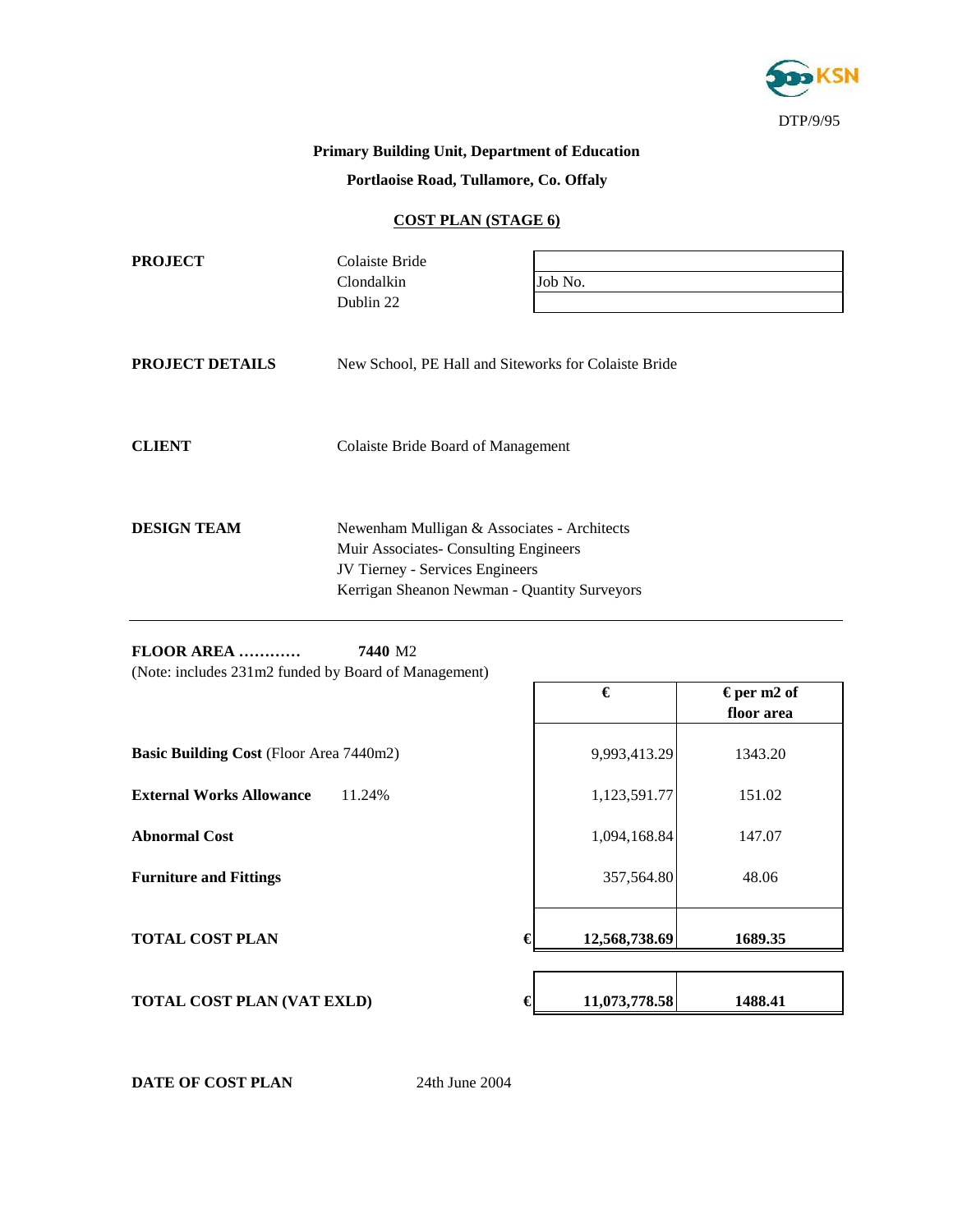KSN

DTP/9/95

**Primary Building Unit, Department of Education**

**Portlaoise Road, Tullamore, Co. Offaly**

## COST PLAN (STAGE 6)

**PROJECT** Colaiste Bride
Clondalkin
Dublin 22

| |
|---|
| Job No. |
| |

**PROJECT DETAILS** New School, PE Hall and Siteworks for Colaiste Bride

**CLIENT** Colaiste Bride Board of Management

**DESIGN TEAM** Newenham Mulligan & Associates - Architects
Muir Associates- Consulting Engineers
JV Tierney - Services Engineers
Kerrigan Sheanon Newman - Quantity Surveyors

---

**FLOOR AREA …………** **7440** M2
(Note: includes 231m2 funded by Board of Management)

| | | € | € per m2 of floor area |
|---|---|---|---|
| **Basic Building Cost** (Floor Area 7440m2) | | 9,993,413.29 | 1343.20 |
| **External Works Allowance** 11.24% | | 1,123,591.77 | 151.02 |
| **Abnormal Cost** | | 1,094,168.84 | 147.07 |
| **Furniture and Fittings** | | 357,564.80 | 48.06 |
| **TOTAL COST PLAN** | € | **12,568,738.69** | **1689.35** |
| **TOTAL COST PLAN (VAT EXLD)** | € | **11,073,778.58** | **1488.41** |

**DATE OF COST PLAN** 24th June 2004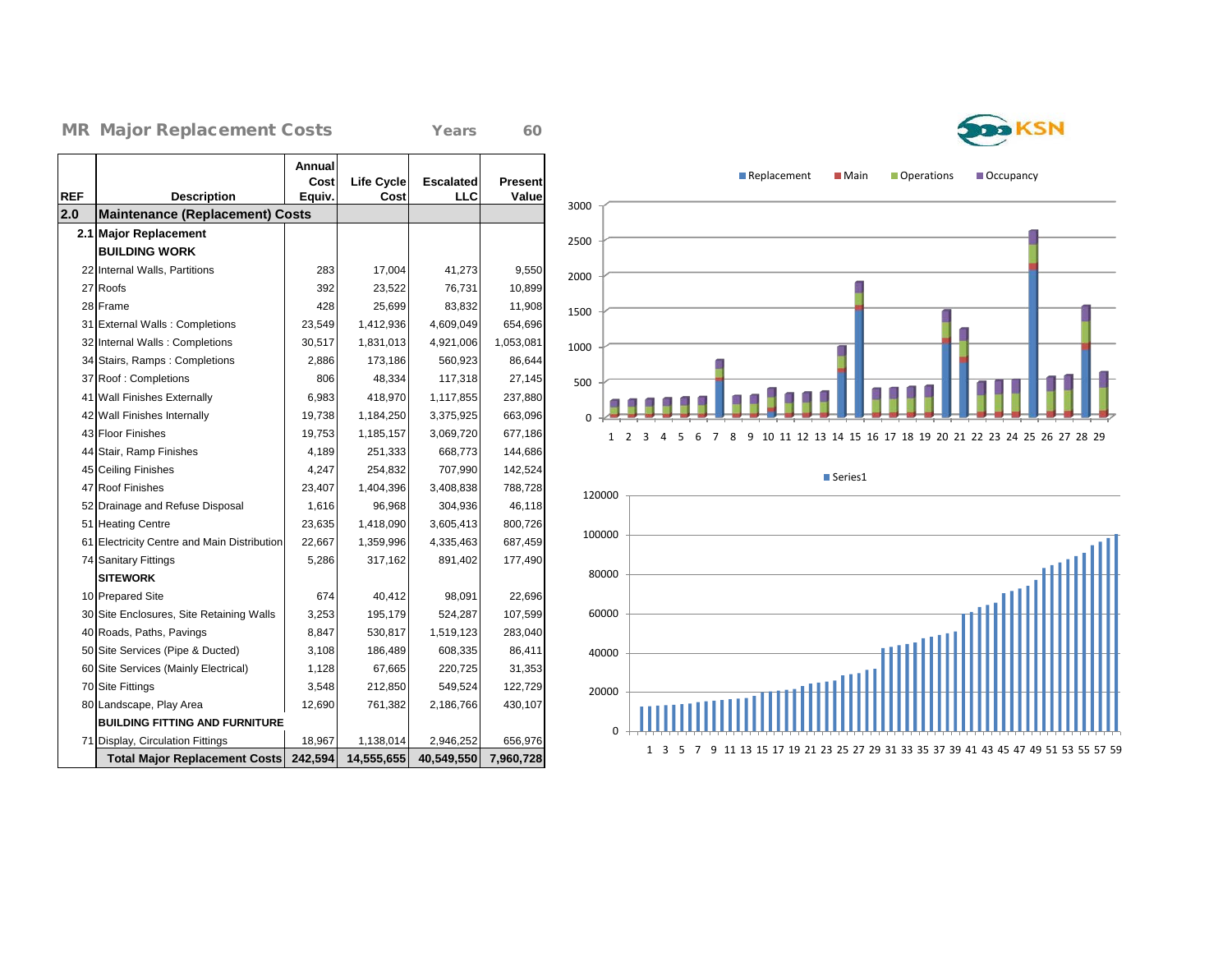## MR Major Replacement Costs &nbsp;&nbsp;&nbsp; Years &nbsp; 60

| REF | Description | Annual Cost Equiv. | Life Cycle Cost | Escalated LLC | Present Value |
|---|---|---|---|---|---|
| 2.0 | **Maintenance (Replacement) Costs** | | | | |
| 2.1 | **Major Replacement** | | | | |
| | **BUILDING WORK** | | | | |
| 22 | Internal Walls, Partitions | 283 | 17,004 | 41,273 | 9,550 |
| 27 | Roofs | 392 | 23,522 | 76,731 | 10,899 |
| 28 | Frame | 428 | 25,699 | 83,832 | 11,908 |
| 31 | External Walls : Completions | 23,549 | 1,412,936 | 4,609,049 | 654,696 |
| 32 | Internal Walls : Completions | 30,517 | 1,831,013 | 4,921,006 | 1,053,081 |
| 34 | Stairs, Ramps : Completions | 2,886 | 173,186 | 560,923 | 86,644 |
| 37 | Roof : Completions | 806 | 48,334 | 117,318 | 27,145 |
| 41 | Wall Finishes Externally | 6,983 | 418,970 | 1,117,855 | 237,880 |
| 42 | Wall Finishes Internally | 19,738 | 1,184,250 | 3,375,925 | 663,096 |
| 43 | Floor Finishes | 19,753 | 1,185,157 | 3,069,720 | 677,186 |
| 44 | Stair, Ramp Finishes | 4,189 | 251,333 | 668,773 | 144,686 |
| 45 | Ceiling Finishes | 4,247 | 254,832 | 707,990 | 142,524 |
| 47 | Roof Finishes | 23,407 | 1,404,396 | 3,408,838 | 788,728 |
| 52 | Drainage and Refuse Disposal | 1,616 | 96,968 | 304,936 | 46,118 |
| 51 | Heating Centre | 23,635 | 1,418,090 | 3,605,413 | 800,726 |
| 61 | Electricity Centre and Main Distribution | 22,667 | 1,359,996 | 4,335,463 | 687,459 |
| 74 | Sanitary Fittings | 5,286 | 317,162 | 891,402 | 177,490 |
| | **SITEWORK** | | | | |
| 10 | Prepared Site | 674 | 40,412 | 98,091 | 22,696 |
| 30 | Site Enclosures, Site Retaining Walls | 3,253 | 195,179 | 524,287 | 107,599 |
| 40 | Roads, Paths, Pavings | 8,847 | 530,817 | 1,519,123 | 283,040 |
| 50 | Site Services (Pipe & Ducted) | 3,108 | 186,489 | 608,335 | 86,411 |
| 60 | Site Services (Mainly Electrical) | 1,128 | 67,665 | 220,725 | 31,353 |
| 70 | Site Fittings | 3,548 | 212,850 | 549,524 | 122,729 |
| 80 | Landscape, Play Area | 12,690 | 761,382 | 2,186,766 | 430,107 |
| | **BUILDING FITTING AND FURNITURE** | | | | |
| 71 | Display, Circulation Fittings | 18,967 | 1,138,014 | 2,946,252 | 656,976 |
| | **Total Major Replacement Costs** | **242,594** | **14,555,655** | **40,549,550** | **7,960,728** |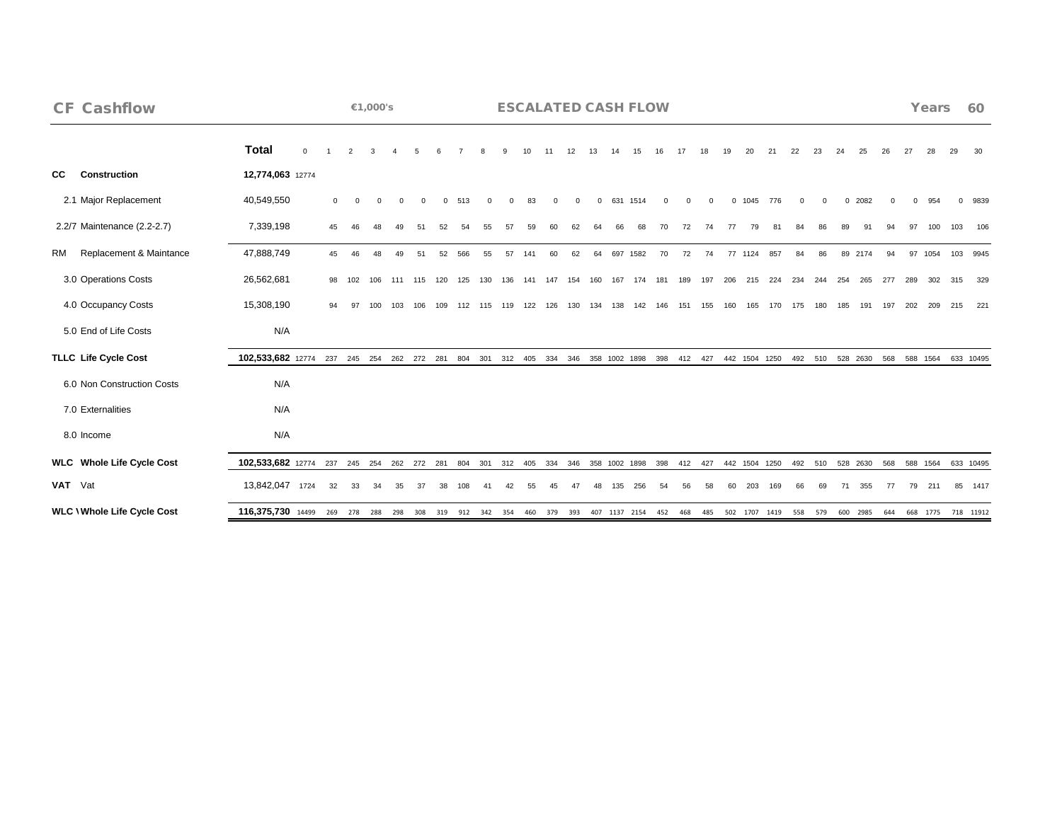**CF Cashflow** | **€1,000's** | **ESCALATED CASH FLOW** | **Years 60**

| | | Total | 0 | 1 | 2 | 3 | 4 | 5 | 6 | 7 | 8 | 9 | 10 | 11 | 12 | 13 | 14 | 15 | 16 | 17 | 18 | 19 | 20 | 21 | 22 | 23 | 24 | 25 | 26 | 27 | 28 | 29 | 30 |
|---|---|---|---|---|---|---|---|---|---|---|---|---|---|---|---|---|---|---|---|---|---|---|---|---|---|---|---|---|---|---|---|---|---|
| **CC** | **Construction** | **12,774,063** | 12774 | | | | | | | | | | | | | | | | | | | | | | | | | | | | | | |
| | 2.1 Major Replacement | 40,549,550 | | 0 | 0 | 0 | 0 | 0 | 0 | 513 | 0 | 0 | 83 | 0 | 0 | 0 | 631 | 1514 | 0 | 0 | 0 | 0 | 1045 | 776 | 0 | 0 | 0 | 2082 | 0 | 0 | 954 | 0 | 9839 |
| | 2.2/7 Maintenance (2.2-2.7) | 7,339,198 | | 45 | 46 | 48 | 49 | 51 | 52 | 54 | 55 | 57 | 59 | 60 | 62 | 64 | 66 | 68 | 70 | 72 | 74 | 77 | 79 | 81 | 84 | 86 | 89 | 91 | 94 | 97 | 100 | 103 | 106 |
| RM | Replacement & Maintance | 47,888,749 | | 45 | 46 | 48 | 49 | 51 | 52 | 566 | 55 | 57 | 141 | 60 | 62 | 64 | 697 | 1582 | 70 | 72 | 74 | 77 | 1124 | 857 | 84 | 86 | 89 | 2174 | 94 | 97 | 1054 | 103 | 9945 |
| | 3.0 Operations Costs | 26,562,681 | | 98 | 102 | 106 | 111 | 115 | 120 | 125 | 130 | 136 | 141 | 147 | 154 | 160 | 167 | 174 | 181 | 189 | 197 | 206 | 215 | 224 | 234 | 244 | 254 | 265 | 277 | 289 | 302 | 315 | 329 |
| | 4.0 Occupancy Costs | 15,308,190 | | 94 | 97 | 100 | 103 | 106 | 109 | 112 | 115 | 119 | 122 | 126 | 130 | 134 | 138 | 142 | 146 | 151 | 155 | 160 | 165 | 170 | 175 | 180 | 185 | 191 | 197 | 202 | 209 | 215 | 221 |
| | 5.0 End of Life Costs | N/A | | | | | | | | | | | | | | | | | | | | | | | | | | | | | | | |
| **TLLC** | **Life Cycle Cost** | **102,533,682** | 12774 | 237 | 245 | 254 | 262 | 272 | 281 | 804 | 301 | 312 | 405 | 334 | 346 | 358 | 1002 | 1898 | 398 | 412 | 427 | 442 | 1504 | 1250 | 492 | 510 | 528 | 2630 | 568 | 588 | 1564 | 633 | 10495 |
| | 6.0 Non Construction Costs | N/A | | | | | | | | | | | | | | | | | | | | | | | | | | | | | | | |
| | 7.0 Externalities | N/A | | | | | | | | | | | | | | | | | | | | | | | | | | | | | | | |
| | 8.0 Income | N/A | | | | | | | | | | | | | | | | | | | | | | | | | | | | | | | |
| **WLC** | **Whole Life Cycle Cost** | **102,533,682** | 12774 | 237 | 245 | 254 | 262 | 272 | 281 | 804 | 301 | 312 | 405 | 334 | 346 | 358 | 1002 | 1898 | 398 | 412 | 427 | 442 | 1504 | 1250 | 492 | 510 | 528 | 2630 | 568 | 588 | 1564 | 633 | 10495 |
| **VAT** | Vat | 13,842,047 | 1724 | 32 | 33 | 34 | 35 | 37 | 38 | 108 | 41 | 42 | 55 | 45 | 47 | 48 | 135 | 256 | 54 | 56 | 58 | 60 | 203 | 169 | 66 | 69 | 71 | 355 | 77 | 79 | 211 | 85 | 1417 |
| **WLC \\** | **Whole Life Cycle Cost** | **116,375,730** | 14499 | 269 | 278 | 288 | 298 | 308 | 319 | 912 | 342 | 354 | 460 | 379 | 393 | 407 | 1137 | 2154 | 452 | 468 | 485 | 502 | 1707 | 1419 | 558 | 579 | 600 | 2985 | 644 | 668 | 1775 | 718 | 11912 |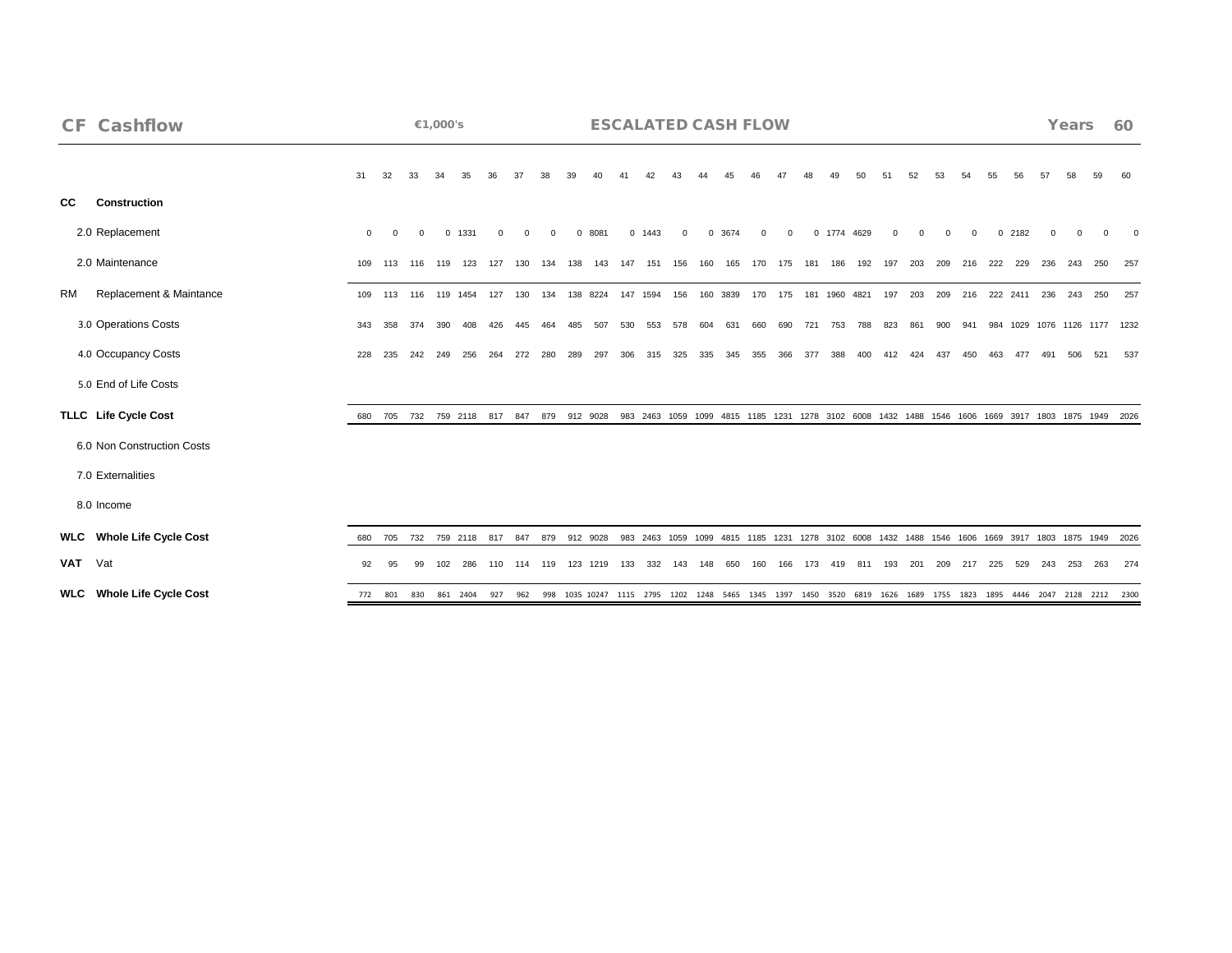## CF Cashflow

€1,000's

**ESCALATED CASH FLOW**

Years **60**

| | | 31 | 32 | 33 | 34 | 35 | 36 | 37 | 38 | 39 | 40 | 41 | 42 | 43 | 44 | 45 | 46 | 47 | 48 | 49 | 50 | 51 | 52 | 53 | 54 | 55 | 56 | 57 | 58 | 59 | 60 |
|---|---|---|---|---|---|---|---|---|---|---|---|---|---|---|---|---|---|---|---|---|---|---|---|---|---|---|---|---|---|---|---|
| **CC** | **Construction** | | | | | | | | | | | | | | | | | | | | | | | | | | | | | | |
| | 2.0 Replacement | 0 | 0 | 0 | 0 | 1331 | 0 | 0 | 0 | 0 | 8081 | 0 | 1443 | 0 | 0 | 3674 | 0 | 0 | 0 | 1774 | 4629 | 0 | 0 | 0 | 0 | 0 | 2182 | 0 | 0 | 0 | 0 |
| | 2.0 Maintenance | 109 | 113 | 116 | 119 | 123 | 127 | 130 | 134 | 138 | 143 | 147 | 151 | 156 | 160 | 165 | 170 | 175 | 181 | 186 | 192 | 197 | 203 | 209 | 216 | 222 | 229 | 236 | 243 | 250 | 257 |
| RM | Replacement & Maintance | 109 | 113 | 116 | 119 | 1454 | 127 | 130 | 134 | 138 | 8224 | 147 | 1594 | 156 | 160 | 3839 | 170 | 175 | 181 | 1960 | 4821 | 197 | 203 | 209 | 216 | 222 | 2411 | 236 | 243 | 250 | 257 |
| | 3.0 Operations Costs | 343 | 358 | 374 | 390 | 408 | 426 | 445 | 464 | 485 | 507 | 530 | 553 | 578 | 604 | 631 | 660 | 690 | 721 | 753 | 788 | 823 | 861 | 900 | 941 | 984 | 1029 | 1076 | 1126 | 1177 | 1232 |
| | 4.0 Occupancy Costs | 228 | 235 | 242 | 249 | 256 | 264 | 272 | 280 | 289 | 297 | 306 | 315 | 325 | 335 | 345 | 355 | 366 | 377 | 388 | 400 | 412 | 424 | 437 | 450 | 463 | 477 | 491 | 506 | 521 | 537 |
| | 5.0 End of Life Costs | | | | | | | | | | | | | | | | | | | | | | | | | | | | | | |
| **TLLC** | **Life Cycle Cost** | 680 | 705 | 732 | 759 | 2118 | 817 | 847 | 879 | 912 | 9028 | 983 | 2463 | 1059 | 1099 | 4815 | 1185 | 1231 | 1278 | 3102 | 6008 | 1432 | 1488 | 1546 | 1606 | 1669 | 3917 | 1803 | 1875 | 1949 | 2026 |
| | 6.0 Non Construction Costs | | | | | | | | | | | | | | | | | | | | | | | | | | | | | | |
| | 7.0 Externalities | | | | | | | | | | | | | | | | | | | | | | | | | | | | | | |
| | 8.0 Income | | | | | | | | | | | | | | | | | | | | | | | | | | | | | | |
| **WLC** | **Whole Life Cycle Cost** | 680 | 705 | 732 | 759 | 2118 | 817 | 847 | 879 | 912 | 9028 | 983 | 2463 | 1059 | 1099 | 4815 | 1185 | 1231 | 1278 | 3102 | 6008 | 1432 | 1488 | 1546 | 1606 | 1669 | 3917 | 1803 | 1875 | 1949 | 2026 |
| **VAT** | Vat | 92 | 95 | 99 | 102 | 286 | 110 | 114 | 119 | 123 | 1219 | 133 | 332 | 143 | 148 | 650 | 160 | 166 | 173 | 419 | 811 | 193 | 201 | 209 | 217 | 225 | 529 | 243 | 253 | 263 | 274 |
| **WLC** | **Whole Life Cycle Cost** | 772 | 801 | 830 | 861 | 2404 | 927 | 962 | 998 | 1035 | 10247 | 1115 | 2795 | 1202 | 1248 | 5465 | 1345 | 1397 | 1450 | 3520 | 6819 | 1626 | 1689 | 1755 | 1823 | 1895 | 4446 | 2047 | 2128 | 2212 | 2300 |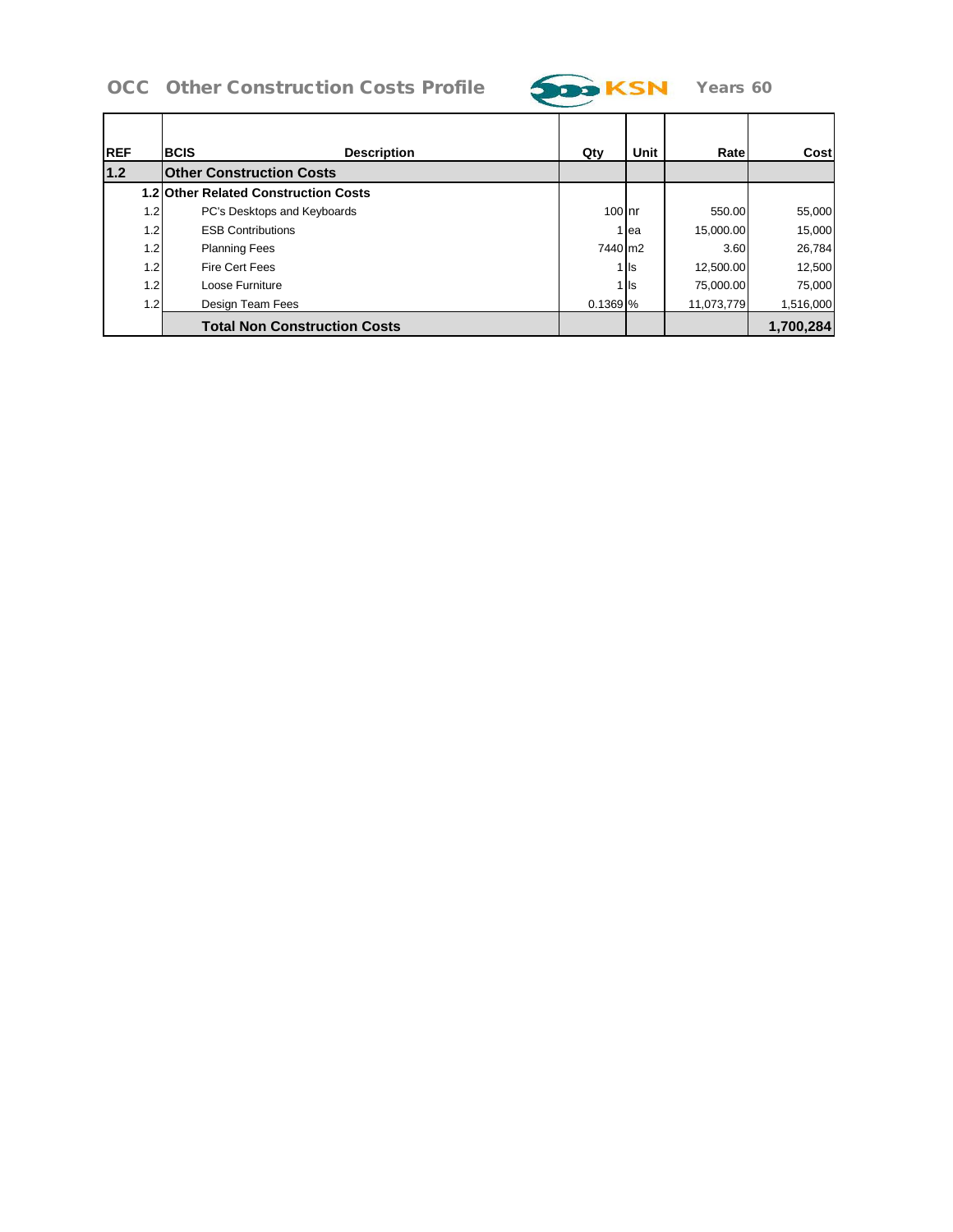## OCC Other Construction Costs Profile

KSN Years 60

| REF | BCIS | Description | Qty | Unit | Rate | Cost |
|---|---|---|---|---|---|---|
| **1.2** | **Other Construction Costs** | | | | | |
| **1.2** | **Other Related Construction Costs** | | | | | |
| 1.2 | | PC's Desktops and Keyboards | 100 | nr | 550.00 | 55,000 |
| 1.2 | | ESB Contributions | 1 | ea | 15,000.00 | 15,000 |
| 1.2 | | Planning Fees | 7440 | m2 | 3.60 | 26,784 |
| 1.2 | | Fire Cert Fees | 1 | ls | 12,500.00 | 12,500 |
| 1.2 | | Loose Furniture | 1 | ls | 75,000.00 | 75,000 |
| 1.2 | | Design Team Fees | 0.1369 | % | 11,073,779 | 1,516,000 |
| | | **Total Non Construction Costs** | | | | **1,700,284** |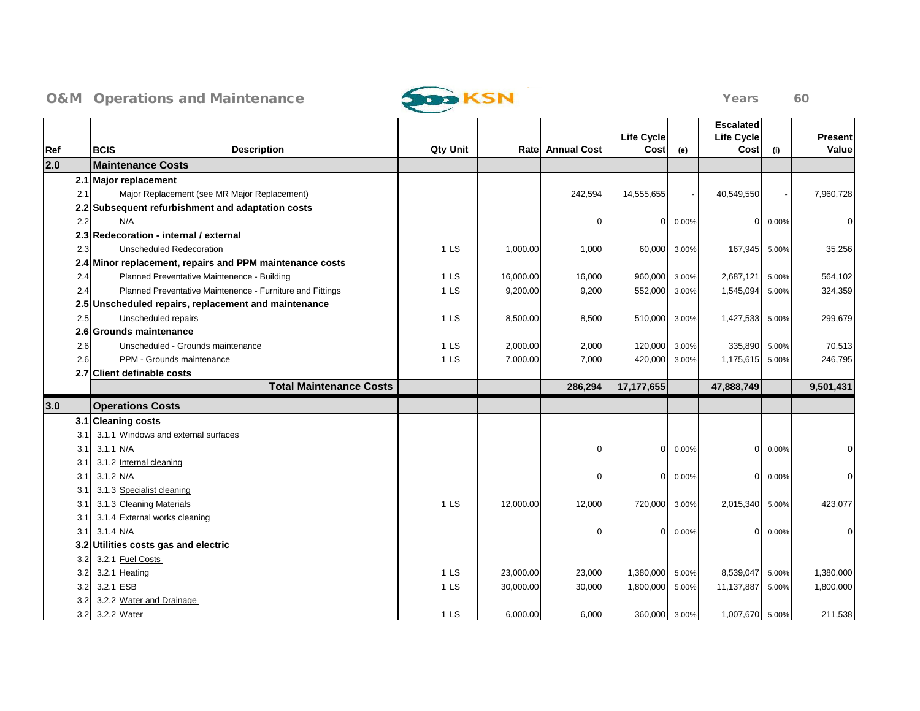## O&M Operations and Maintenance

KSN

Years 60

| Ref | BCIS | Description | Qty | Unit | Rate | Annual Cost | Life Cycle Cost | (e) | Escalated Life Cycle Cost | (i) | Present Value |
|---|---|---|---|---|---|---|---|---|---|---|---|
| **2.0** | **Maintenance Costs** | | | | | | | | | | |
| | **2.1** | **Major replacement** | | | | | | | | | |
| 2.1 | | Major Replacement (see MR Major Replacement) | | | | 242,594 | 14,555,655 | - | 40,549,550 | - | 7,960,728 |
| | **2.2** | **Subsequent refurbishment and adaptation costs** | | | | | | | | | |
| 2.2 | | N/A | | | | 0 | 0 | 0.00% | 0 | 0.00% | 0 |
| | **2.3** | **Redecoration - internal / external** | | | | | | | | | |
| 2.3 | | Unscheduled Redecoration | 1 | LS | 1,000.00 | 1,000 | 60,000 | 3.00% | 167,945 | 5.00% | 35,256 |
| | **2.4** | **Minor replacement, repairs and PPM maintenance costs** | | | | | | | | | |
| 2.4 | | Planned Preventative Maintenence - Building | 1 | LS | 16,000.00 | 16,000 | 960,000 | 3.00% | 2,687,121 | 5.00% | 564,102 |
| 2.4 | | Planned Preventative Maintenence - Furniture and Fittings | 1 | LS | 9,200.00 | 9,200 | 552,000 | 3.00% | 1,545,094 | 5.00% | 324,359 |
| | **2.5** | **Unscheduled repairs, replacement and maintenance** | | | | | | | | | |
| 2.5 | | Unscheduled repairs | 1 | LS | 8,500.00 | 8,500 | 510,000 | 3.00% | 1,427,533 | 5.00% | 299,679 |
| | **2.6** | **Grounds maintenance** | | | | | | | | | |
| 2.6 | | Unscheduled - Grounds maintenance | 1 | LS | 2,000.00 | 2,000 | 120,000 | 3.00% | 335,890 | 5.00% | 70,513 |
| 2.6 | | PPM - Grounds maintenance | 1 | LS | 7,000.00 | 7,000 | 420,000 | 3.00% | 1,175,615 | 5.00% | 246,795 |
| | **2.7** | **Client definable costs** | | | | | | | | | |
| | | **Total Maintenance Costs** | | | | **286,294** | **17,177,655** | | **47,888,749** | | **9,501,431** |
| **3.0** | **Operations Costs** | | | | | | | | | | |
| | **3.1** | **Cleaning costs** | | | | | | | | | |
| 3.1 | | 3.1.1 Windows and external surfaces | | | | | | | | | |
| 3.1 | | 3.1.1 N/A | | | | 0 | 0 | 0.00% | 0 | 0.00% | 0 |
| 3.1 | | 3.1.2 Internal cleaning | | | | | | | | | |
| 3.1 | | 3.1.2 N/A | | | | 0 | 0 | 0.00% | 0 | 0.00% | 0 |
| 3.1 | | 3.1.3 Specialist cleaning | | | | | | | | | |
| 3.1 | | 3.1.3 Cleaning Materials | 1 | LS | 12,000.00 | 12,000 | 720,000 | 3.00% | 2,015,340 | 5.00% | 423,077 |
| 3.1 | | 3.1.4 External works cleaning | | | | | | | | | |
| 3.1 | | 3.1.4 N/A | | | | 0 | 0 | 0.00% | 0 | 0.00% | 0 |
| | **3.2** | **Utilities costs gas and electric** | | | | | | | | | |
| 3.2 | | 3.2.1 Fuel Costs | | | | | | | | | |
| 3.2 | | 3.2.1 Heating | 1 | LS | 23,000.00 | 23,000 | 1,380,000 | 5.00% | 8,539,047 | 5.00% | 1,380,000 |
| 3.2 | | 3.2.1 ESB | 1 | LS | 30,000.00 | 30,000 | 1,800,000 | 5.00% | 11,137,887 | 5.00% | 1,800,000 |
| 3.2 | | 3.2.2 Water and Drainage | | | | | | | | | |
| 3.2 | | 3.2.2 Water | 1 | LS | 6,000.00 | 6,000 | 360,000 | 3.00% | 1,007,670 | 5.00% | 211,538 |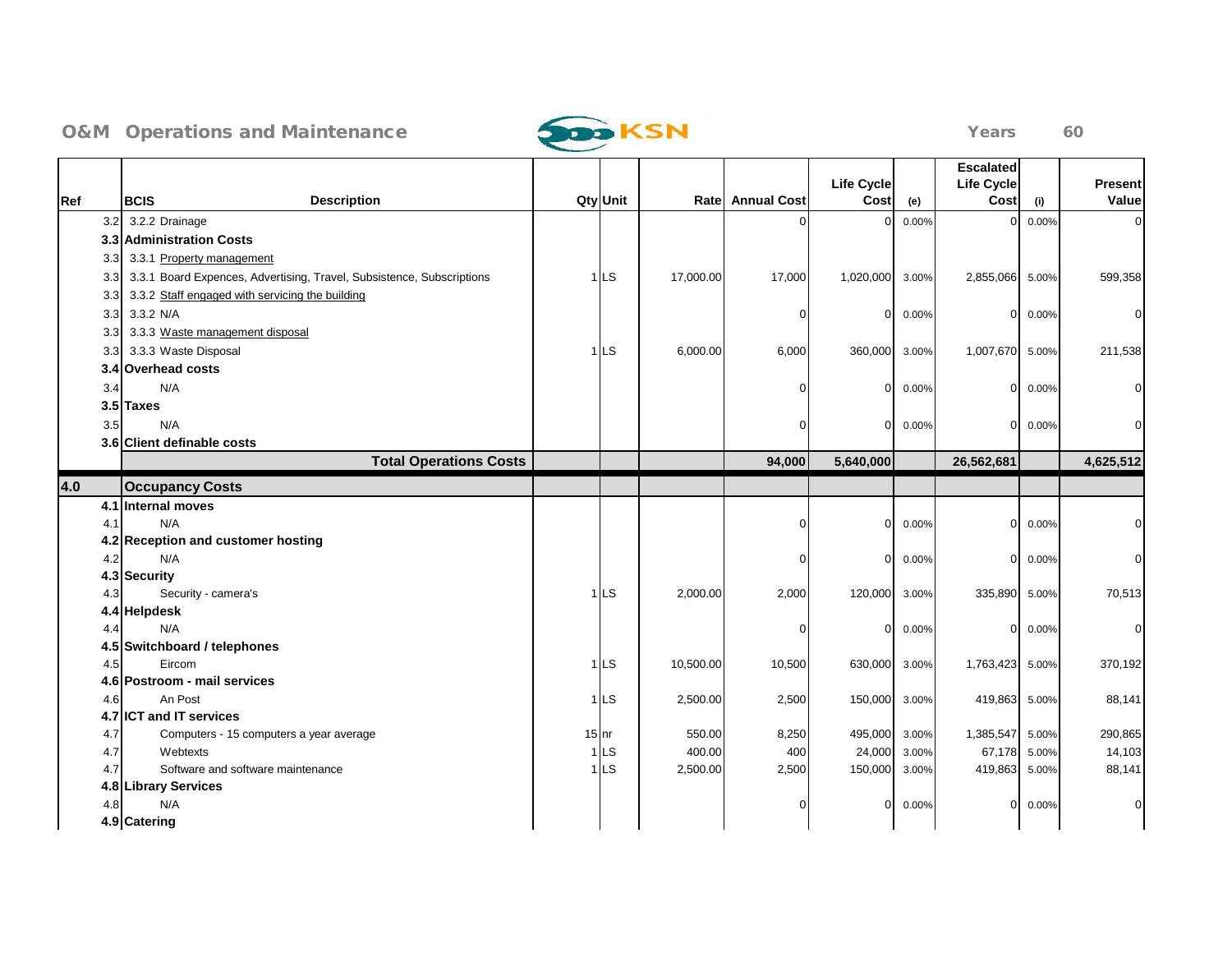## O&M Operations and Maintenance

Years 60

| Ref | BCIS Description | Qty | Unit | Rate | Annual Cost | Life Cycle Cost | (e) | Escalated Life Cycle Cost | (i) | Present Value |
|---|---|---|---|---|---|---|---|---|---|---|
| 3.2 | 3.2.2 Drainage | | | | 0 | 0 | 0.00% | 0 | 0.00% | 0 |
| 3.3 | **Administration Costs** | | | | | | | | | |
| 3.3 | 3.3.1 Property management | | | | | | | | | |
| 3.3 | 3.3.1 Board Expences, Advertising, Travel, Subsistence, Subscriptions | 1 | LS | 17,000.00 | 17,000 | 1,020,000 | 3.00% | 2,855,066 | 5.00% | 599,358 |
| 3.3 | 3.3.2 Staff engaged with servicing the building | | | | | | | | | |
| 3.3 | 3.3.2 N/A | | | | 0 | 0 | 0.00% | 0 | 0.00% | 0 |
| 3.3 | 3.3.3 Waste management disposal | | | | | | | | | |
| 3.3 | 3.3.3 Waste Disposal | 1 | LS | 6,000.00 | 6,000 | 360,000 | 3.00% | 1,007,670 | 5.00% | 211,538 |
| 3.4 | **Overhead costs** | | | | | | | | | |
| 3.4 | N/A | | | | 0 | 0 | 0.00% | 0 | 0.00% | 0 |
| 3.5 | **Taxes** | | | | | | | | | |
| 3.5 | N/A | | | | 0 | 0 | 0.00% | 0 | 0.00% | 0 |
| 3.6 | **Client definable costs** | | | | | | | | | |
| | **Total Operations Costs** | | | | **94,000** | **5,640,000** | | **26,562,681** | | **4,625,512** |
| **4.0** | **Occupancy Costs** | | | | | | | | | |
| 4.1 | **Internal moves** | | | | | | | | | |
| 4.1 | N/A | | | | 0 | 0 | 0.00% | 0 | 0.00% | 0 |
| 4.2 | **Reception and customer hosting** | | | | | | | | | |
| 4.2 | N/A | | | | 0 | 0 | 0.00% | 0 | 0.00% | 0 |
| 4.3 | **Security** | | | | | | | | | |
| 4.3 | Security - camera's | 1 | LS | 2,000.00 | 2,000 | 120,000 | 3.00% | 335,890 | 5.00% | 70,513 |
| 4.4 | **Helpdesk** | | | | | | | | | |
| 4.4 | N/A | | | | 0 | 0 | 0.00% | 0 | 0.00% | 0 |
| 4.5 | **Switchboard / telephones** | | | | | | | | | |
| 4.5 | Eircom | 1 | LS | 10,500.00 | 10,500 | 630,000 | 3.00% | 1,763,423 | 5.00% | 370,192 |
| 4.6 | **Postroom - mail services** | | | | | | | | | |
| 4.6 | An Post | 1 | LS | 2,500.00 | 2,500 | 150,000 | 3.00% | 419,863 | 5.00% | 88,141 |
| 4.7 | **ICT and IT services** | | | | | | | | | |
| 4.7 | Computers - 15 computers a year average | 15 | nr | 550.00 | 8,250 | 495,000 | 3.00% | 1,385,547 | 5.00% | 290,865 |
| 4.7 | Webtexts | 1 | LS | 400.00 | 400 | 24,000 | 3.00% | 67,178 | 5.00% | 14,103 |
| 4.7 | Software and software maintenance | 1 | LS | 2,500.00 | 2,500 | 150,000 | 3.00% | 419,863 | 5.00% | 88,141 |
| 4.8 | **Library Services** | | | | | | | | | |
| 4.8 | N/A | | | | 0 | 0 | 0.00% | 0 | 0.00% | 0 |
| 4.9 | **Catering** | | | | | | | | | |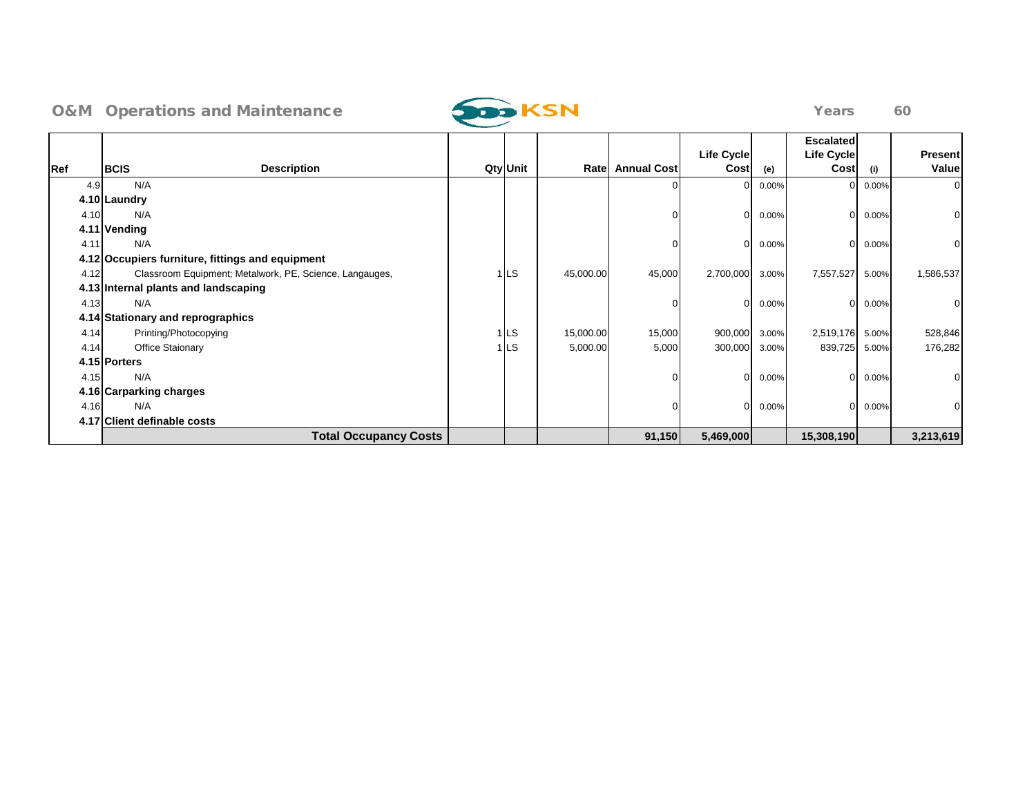**O&M Operations and Maintenance** KSN **Years 60**

| Ref | BCIS Description | Qty | Unit | Rate | Annual Cost | Life Cycle Cost | (e) | Escalated Life Cycle Cost | (i) | Present Value |
|---|---|---|---|---|---|---|---|---|---|---|
| 4.9 | N/A | | | | 0 | 0 | 0.00% | 0 | 0.00% | 0 |
| **4.10** | **Laundry** | | | | | | | | | |
| 4.10 | N/A | | | | 0 | 0 | 0.00% | 0 | 0.00% | 0 |
| **4.11** | **Vending** | | | | | | | | | |
| 4.11 | N/A | | | | 0 | 0 | 0.00% | 0 | 0.00% | 0 |
| **4.12** | **Occupiers furniture, fittings and equipment** | | | | | | | | | |
| 4.12 | Classroom Equipment; Metalwork, PE, Science, Langauges, | 1 | LS | 45,000.00 | 45,000 | 2,700,000 | 3.00% | 7,557,527 | 5.00% | 1,586,537 |
| **4.13** | **Internal plants and landscaping** | | | | | | | | | |
| 4.13 | N/A | | | | 0 | 0 | 0.00% | 0 | 0.00% | 0 |
| **4.14** | **Stationary and reprographics** | | | | | | | | | |
| 4.14 | Printing/Photocopying | 1 | LS | 15,000.00 | 15,000 | 900,000 | 3.00% | 2,519,176 | 5.00% | 528,846 |
| 4.14 | Office Staionary | 1 | LS | 5,000.00 | 5,000 | 300,000 | 3.00% | 839,725 | 5.00% | 176,282 |
| **4.15** | **Porters** | | | | | | | | | |
| 4.15 | N/A | | | | 0 | 0 | 0.00% | 0 | 0.00% | 0 |
| **4.16** | **Carparking charges** | | | | | | | | | |
| 4.16 | N/A | | | | 0 | 0 | 0.00% | 0 | 0.00% | 0 |
| **4.17** | **Client definable costs** | | | | | | | | | |
| | **Total Occupancy Costs** | | | | **91,150** | **5,469,000** | | **15,308,190** | | **3,213,619** |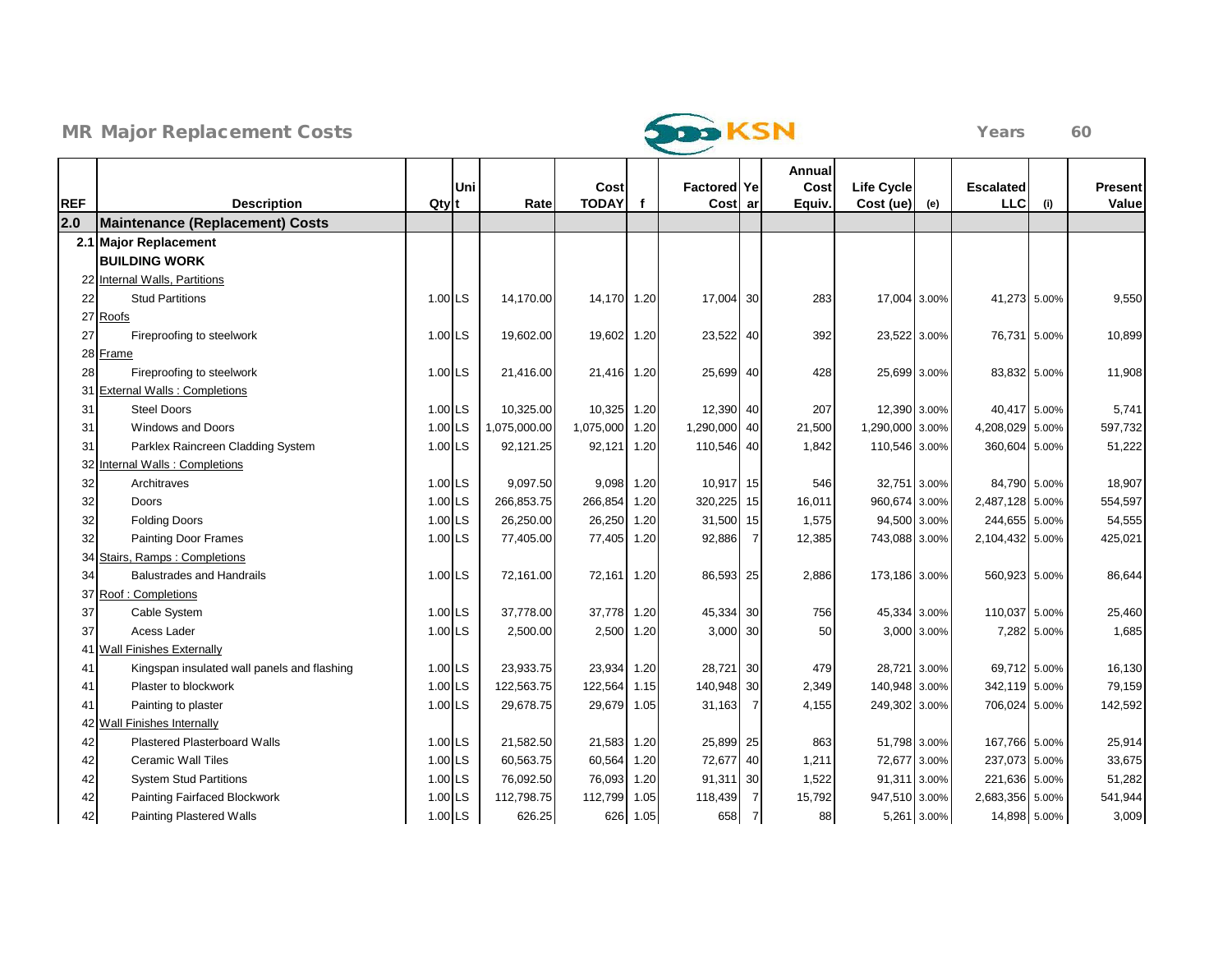## MR Major Replacement Costs

KSN

Years 60

| REF | Description | Qty | Unit | Rate | Cost TODAY | f | Factored Cost | Year | Annual Cost Equiv. | Life Cycle Cost (ue) | (e) | Escalated LLC | (i) | Present Value |
|---|---|---|---|---|---|---|---|---|---|---|---|---|---|---|
| 2.0 | **Maintenance (Replacement) Costs** | | | | | | | | | | | | | |
| 2.1 | **Major Replacement** | | | | | | | | | | | | | |
| | **BUILDING WORK** | | | | | | | | | | | | | |
| 22 | Internal Walls, Partitions | | | | | | | | | | | | | |
| 22 | Stud Partitions | 1.00 | LS | 14,170.00 | 14,170 | 1.20 | 17,004 | 30 | 283 | 17,004 | 3.00% | 41,273 | 5.00% | 9,550 |
| 27 | Roofs | | | | | | | | | | | | | |
| 27 | Fireproofing to steelwork | 1.00 | LS | 19,602.00 | 19,602 | 1.20 | 23,522 | 40 | 392 | 23,522 | 3.00% | 76,731 | 5.00% | 10,899 |
| 28 | Frame | | | | | | | | | | | | | |
| 28 | Fireproofing to steelwork | 1.00 | LS | 21,416.00 | 21,416 | 1.20 | 25,699 | 40 | 428 | 25,699 | 3.00% | 83,832 | 5.00% | 11,908 |
| 31 | External Walls : Completions | | | | | | | | | | | | | |
| 31 | Steel Doors | 1.00 | LS | 10,325.00 | 10,325 | 1.20 | 12,390 | 40 | 207 | 12,390 | 3.00% | 40,417 | 5.00% | 5,741 |
| 31 | Windows and Doors | 1.00 | LS | 1,075,000.00 | 1,075,000 | 1.20 | 1,290,000 | 40 | 21,500 | 1,290,000 | 3.00% | 4,208,029 | 5.00% | 597,732 |
| 31 | Parklex Raincreen Cladding System | 1.00 | LS | 92,121.25 | 92,121 | 1.20 | 110,546 | 40 | 1,842 | 110,546 | 3.00% | 360,604 | 5.00% | 51,222 |
| 32 | Internal Walls : Completions | | | | | | | | | | | | | |
| 32 | Architraves | 1.00 | LS | 9,097.50 | 9,098 | 1.20 | 10,917 | 15 | 546 | 32,751 | 3.00% | 84,790 | 5.00% | 18,907 |
| 32 | Doors | 1.00 | LS | 266,853.75 | 266,854 | 1.20 | 320,225 | 15 | 16,011 | 960,674 | 3.00% | 2,487,128 | 5.00% | 554,597 |
| 32 | Folding Doors | 1.00 | LS | 26,250.00 | 26,250 | 1.20 | 31,500 | 15 | 1,575 | 94,500 | 3.00% | 244,655 | 5.00% | 54,555 |
| 32 | Painting Door Frames | 1.00 | LS | 77,405.00 | 77,405 | 1.20 | 92,886 | 7 | 12,385 | 743,088 | 3.00% | 2,104,432 | 5.00% | 425,021 |
| 34 | Stairs, Ramps : Completions | | | | | | | | | | | | | |
| 34 | Balustrades and Handrails | 1.00 | LS | 72,161.00 | 72,161 | 1.20 | 86,593 | 25 | 2,886 | 173,186 | 3.00% | 560,923 | 5.00% | 86,644 |
| 37 | Roof : Completions | | | | | | | | | | | | | |
| 37 | Cable System | 1.00 | LS | 37,778.00 | 37,778 | 1.20 | 45,334 | 30 | 756 | 45,334 | 3.00% | 110,037 | 5.00% | 25,460 |
| 37 | Acess Lader | 1.00 | LS | 2,500.00 | 2,500 | 1.20 | 3,000 | 30 | 50 | 3,000 | 3.00% | 7,282 | 5.00% | 1,685 |
| 41 | Wall Finishes Externally | | | | | | | | | | | | | |
| 41 | Kingspan insulated wall panels and flashing | 1.00 | LS | 23,933.75 | 23,934 | 1.20 | 28,721 | 30 | 479 | 28,721 | 3.00% | 69,712 | 5.00% | 16,130 |
| 41 | Plaster to blockwork | 1.00 | LS | 122,563.75 | 122,564 | 1.15 | 140,948 | 30 | 2,349 | 140,948 | 3.00% | 342,119 | 5.00% | 79,159 |
| 41 | Painting to plaster | 1.00 | LS | 29,678.75 | 29,679 | 1.05 | 31,163 | 7 | 4,155 | 249,302 | 3.00% | 706,024 | 5.00% | 142,592 |
| 42 | Wall Finishes Internally | | | | | | | | | | | | | |
| 42 | Plastered Plasterboard Walls | 1.00 | LS | 21,582.50 | 21,583 | 1.20 | 25,899 | 25 | 863 | 51,798 | 3.00% | 167,766 | 5.00% | 25,914 |
| 42 | Ceramic Wall Tiles | 1.00 | LS | 60,563.75 | 60,564 | 1.20 | 72,677 | 40 | 1,211 | 72,677 | 3.00% | 237,073 | 5.00% | 33,675 |
| 42 | System Stud Partitions | 1.00 | LS | 76,092.50 | 76,093 | 1.20 | 91,311 | 30 | 1,522 | 91,311 | 3.00% | 221,636 | 5.00% | 51,282 |
| 42 | Painting Fairfaced Blockwork | 1.00 | LS | 112,798.75 | 112,799 | 1.05 | 118,439 | 7 | 15,792 | 947,510 | 3.00% | 2,683,356 | 5.00% | 541,944 |
| 42 | Painting Plastered Walls | 1.00 | LS | 626.25 | 626 | 1.05 | 658 | 7 | 88 | 5,261 | 3.00% | 14,898 | 5.00% | 3,009 |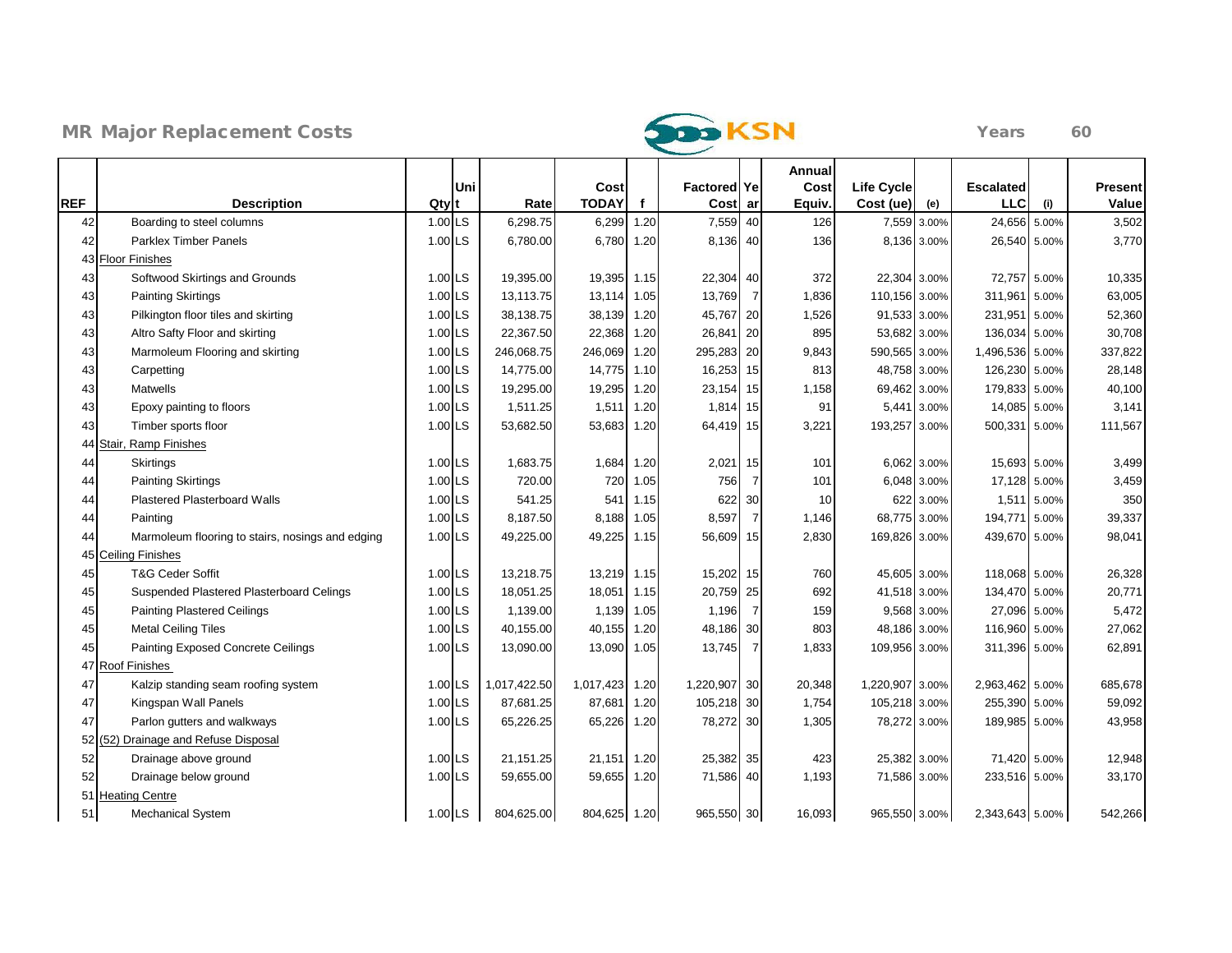# MR Major Replacement Costs

KSN

Years 60

| REF | Description | Qty | Unit | Rate | Cost TODAY | f | Factored Cost | Year | Annual Cost Equiv. | Life Cycle Cost (ue) | (e) | Escalated LLC | (i) | Present Value |
|---|---|---|---|---|---|---|---|---|---|---|---|---|---|---|
| 42 | Boarding to steel columns | 1.00 | LS | 6,298.75 | 6,299 | 1.20 | 7,559 | 40 | 126 | 7,559 | 3.00% | 24,656 | 5.00% | 3,502 |
| 42 | Parklex Timber Panels | 1.00 | LS | 6,780.00 | 6,780 | 1.20 | 8,136 | 40 | 136 | 8,136 | 3.00% | 26,540 | 5.00% | 3,770 |
| 43 | Floor Finishes | | | | | | | | | | | | | |
| 43 | Softwood Skirtings and Grounds | 1.00 | LS | 19,395.00 | 19,395 | 1.15 | 22,304 | 40 | 372 | 22,304 | 3.00% | 72,757 | 5.00% | 10,335 |
| 43 | Painting Skirtings | 1.00 | LS | 13,113.75 | 13,114 | 1.05 | 13,769 | 7 | 1,836 | 110,156 | 3.00% | 311,961 | 5.00% | 63,005 |
| 43 | Pilkington floor tiles and skirting | 1.00 | LS | 38,138.75 | 38,139 | 1.20 | 45,767 | 20 | 1,526 | 91,533 | 3.00% | 231,951 | 5.00% | 52,360 |
| 43 | Altro Safty Floor and skirting | 1.00 | LS | 22,367.50 | 22,368 | 1.20 | 26,841 | 20 | 895 | 53,682 | 3.00% | 136,034 | 5.00% | 30,708 |
| 43 | Marmoleum Flooring and skirting | 1.00 | LS | 246,068.75 | 246,069 | 1.20 | 295,283 | 20 | 9,843 | 590,565 | 3.00% | 1,496,536 | 5.00% | 337,822 |
| 43 | Carpetting | 1.00 | LS | 14,775.00 | 14,775 | 1.10 | 16,253 | 15 | 813 | 48,758 | 3.00% | 126,230 | 5.00% | 28,148 |
| 43 | Matwells | 1.00 | LS | 19,295.00 | 19,295 | 1.20 | 23,154 | 15 | 1,158 | 69,462 | 3.00% | 179,833 | 5.00% | 40,100 |
| 43 | Epoxy painting to floors | 1.00 | LS | 1,511.25 | 1,511 | 1.20 | 1,814 | 15 | 91 | 5,441 | 3.00% | 14,085 | 5.00% | 3,141 |
| 43 | Timber sports floor | 1.00 | LS | 53,682.50 | 53,683 | 1.20 | 64,419 | 15 | 3,221 | 193,257 | 3.00% | 500,331 | 5.00% | 111,567 |
| 44 | Stair, Ramp Finishes | | | | | | | | | | | | | |
| 44 | Skirtings | 1.00 | LS | 1,683.75 | 1,684 | 1.20 | 2,021 | 15 | 101 | 6,062 | 3.00% | 15,693 | 5.00% | 3,499 |
| 44 | Painting Skirtings | 1.00 | LS | 720.00 | 720 | 1.05 | 756 | 7 | 101 | 6,048 | 3.00% | 17,128 | 5.00% | 3,459 |
| 44 | Plastered Plasterboard Walls | 1.00 | LS | 541.25 | 541 | 1.15 | 622 | 30 | 10 | 622 | 3.00% | 1,511 | 5.00% | 350 |
| 44 | Painting | 1.00 | LS | 8,187.50 | 8,188 | 1.05 | 8,597 | 7 | 1,146 | 68,775 | 3.00% | 194,771 | 5.00% | 39,337 |
| 44 | Marmoleum flooring to stairs, nosings and edging | 1.00 | LS | 49,225.00 | 49,225 | 1.15 | 56,609 | 15 | 2,830 | 169,826 | 3.00% | 439,670 | 5.00% | 98,041 |
| 45 | Ceiling Finishes | | | | | | | | | | | | | |
| 45 | T&G Ceder Soffit | 1.00 | LS | 13,218.75 | 13,219 | 1.15 | 15,202 | 15 | 760 | 45,605 | 3.00% | 118,068 | 5.00% | 26,328 |
| 45 | Suspended Plastered Plasterboard Celings | 1.00 | LS | 18,051.25 | 18,051 | 1.15 | 20,759 | 25 | 692 | 41,518 | 3.00% | 134,470 | 5.00% | 20,771 |
| 45 | Painting Plastered Ceilings | 1.00 | LS | 1,139.00 | 1,139 | 1.05 | 1,196 | 7 | 159 | 9,568 | 3.00% | 27,096 | 5.00% | 5,472 |
| 45 | Metal Ceiling Tiles | 1.00 | LS | 40,155.00 | 40,155 | 1.20 | 48,186 | 30 | 803 | 48,186 | 3.00% | 116,960 | 5.00% | 27,062 |
| 45 | Painting Exposed Concrete Ceilings | 1.00 | LS | 13,090.00 | 13,090 | 1.05 | 13,745 | 7 | 1,833 | 109,956 | 3.00% | 311,396 | 5.00% | 62,891 |
| 47 | Roof Finishes | | | | | | | | | | | | | |
| 47 | Kalzip standing seam roofing system | 1.00 | LS | 1,017,422.50 | 1,017,423 | 1.20 | 1,220,907 | 30 | 20,348 | 1,220,907 | 3.00% | 2,963,462 | 5.00% | 685,678 |
| 47 | Kingspan Wall Panels | 1.00 | LS | 87,681.25 | 87,681 | 1.20 | 105,218 | 30 | 1,754 | 105,218 | 3.00% | 255,390 | 5.00% | 59,092 |
| 47 | Parlon gutters and walkways | 1.00 | LS | 65,226.25 | 65,226 | 1.20 | 78,272 | 30 | 1,305 | 78,272 | 3.00% | 189,985 | 5.00% | 43,958 |
| 52 | (52) Drainage and Refuse Disposal | | | | | | | | | | | | | |
| 52 | Drainage above ground | 1.00 | LS | 21,151.25 | 21,151 | 1.20 | 25,382 | 35 | 423 | 25,382 | 3.00% | 71,420 | 5.00% | 12,948 |
| 52 | Drainage below ground | 1.00 | LS | 59,655.00 | 59,655 | 1.20 | 71,586 | 40 | 1,193 | 71,586 | 3.00% | 233,516 | 5.00% | 33,170 |
| 51 | Heating Centre | | | | | | | | | | | | | |
| 51 | Mechanical System | 1.00 | LS | 804,625.00 | 804,625 | 1.20 | 965,550 | 30 | 16,093 | 965,550 | 3.00% | 2,343,643 | 5.00% | 542,266 |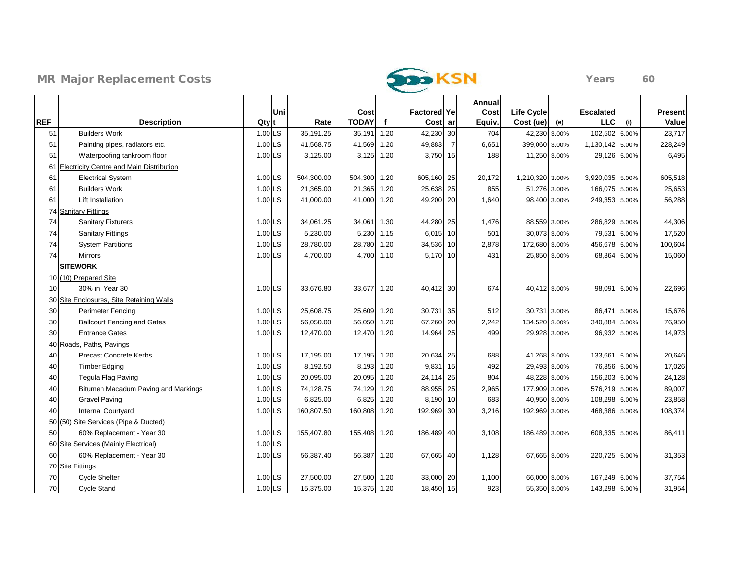# MR Major Replacement Costs

Years 60

| REF | Description | Qty | Unit | Rate | Cost TODAY | f | Factored Cost | Year | Annual Cost Equiv. | Life Cycle Cost (ue) | (e) | Escalated LLC | (i) | Present Value |
|---|---|---|---|---|---|---|---|---|---|---|---|---|---|---|
| 51 | Builders Work | 1.00 | LS | 35,191.25 | 35,191 | 1.20 | 42,230 | 30 | 704 | 42,230 | 3.00% | 102,502 | 5.00% | 23,717 |
| 51 | Painting pipes, radiators etc. | 1.00 | LS | 41,568.75 | 41,569 | 1.20 | 49,883 | 7 | 6,651 | 399,060 | 3.00% | 1,130,142 | 5.00% | 228,249 |
| 51 | Waterpoofing tankroom floor | 1.00 | LS | 3,125.00 | 3,125 | 1.20 | 3,750 | 15 | 188 | 11,250 | 3.00% | 29,126 | 5.00% | 6,495 |
| 61 | Electricity Centre and Main Distribution | | | | | | | | | | | | | |
| 61 | Electrical System | 1.00 | LS | 504,300.00 | 504,300 | 1.20 | 605,160 | 25 | 20,172 | 1,210,320 | 3.00% | 3,920,035 | 5.00% | 605,518 |
| 61 | Builders Work | 1.00 | LS | 21,365.00 | 21,365 | 1.20 | 25,638 | 25 | 855 | 51,276 | 3.00% | 166,075 | 5.00% | 25,653 |
| 61 | Lift Installation | 1.00 | LS | 41,000.00 | 41,000 | 1.20 | 49,200 | 20 | 1,640 | 98,400 | 3.00% | 249,353 | 5.00% | 56,288 |
| 74 | Sanitary Fittings | | | | | | | | | | | | | |
| 74 | Sanitary Fixturers | 1.00 | LS | 34,061.25 | 34,061 | 1.30 | 44,280 | 25 | 1,476 | 88,559 | 3.00% | 286,829 | 5.00% | 44,306 |
| 74 | Sanitary Fittings | 1.00 | LS | 5,230.00 | 5,230 | 1.15 | 6,015 | 10 | 501 | 30,073 | 3.00% | 79,531 | 5.00% | 17,520 |
| 74 | System Partitions | 1.00 | LS | 28,780.00 | 28,780 | 1.20 | 34,536 | 10 | 2,878 | 172,680 | 3.00% | 456,678 | 5.00% | 100,604 |
| 74 | Mirrors | 1.00 | LS | 4,700.00 | 4,700 | 1.10 | 5,170 | 10 | 431 | 25,850 | 3.00% | 68,364 | 5.00% | 15,060 |
| | **SITEWORK** | | | | | | | | | | | | | |
| 10 | (10) Prepared Site | | | | | | | | | | | | | |
| 10 | 30% in Year 30 | 1.00 | LS | 33,676.80 | 33,677 | 1.20 | 40,412 | 30 | 674 | 40,412 | 3.00% | 98,091 | 5.00% | 22,696 |
| 30 | Site Enclosures, Site Retaining Walls | | | | | | | | | | | | | |
| 30 | Perimeter Fencing | 1.00 | LS | 25,608.75 | 25,609 | 1.20 | 30,731 | 35 | 512 | 30,731 | 3.00% | 86,471 | 5.00% | 15,676 |
| 30 | Ballcourt Fencing and Gates | 1.00 | LS | 56,050.00 | 56,050 | 1.20 | 67,260 | 20 | 2,242 | 134,520 | 3.00% | 340,884 | 5.00% | 76,950 |
| 30 | Entrance Gates | 1.00 | LS | 12,470.00 | 12,470 | 1.20 | 14,964 | 25 | 499 | 29,928 | 3.00% | 96,932 | 5.00% | 14,973 |
| 40 | Roads, Paths, Pavings | | | | | | | | | | | | | |
| 40 | Precast Concrete Kerbs | 1.00 | LS | 17,195.00 | 17,195 | 1.20 | 20,634 | 25 | 688 | 41,268 | 3.00% | 133,661 | 5.00% | 20,646 |
| 40 | Timber Edging | 1.00 | LS | 8,192.50 | 8,193 | 1.20 | 9,831 | 15 | 492 | 29,493 | 3.00% | 76,356 | 5.00% | 17,026 |
| 40 | Tegula Flag Paving | 1.00 | LS | 20,095.00 | 20,095 | 1.20 | 24,114 | 25 | 804 | 48,228 | 3.00% | 156,203 | 5.00% | 24,128 |
| 40 | Bitumen Macadum Paving and Markings | 1.00 | LS | 74,128.75 | 74,129 | 1.20 | 88,955 | 25 | 2,965 | 177,909 | 3.00% | 576,219 | 5.00% | 89,007 |
| 40 | Gravel Paving | 1.00 | LS | 6,825.00 | 6,825 | 1.20 | 8,190 | 10 | 683 | 40,950 | 3.00% | 108,298 | 5.00% | 23,858 |
| 40 | Internal Courtyard | 1.00 | LS | 160,807.50 | 160,808 | 1.20 | 192,969 | 30 | 3,216 | 192,969 | 3.00% | 468,386 | 5.00% | 108,374 |
| 50 | (50) Site Services (Pipe & Ducted) | | | | | | | | | | | | | |
| 50 | 60% Replacement - Year 30 | 1.00 | LS | 155,407.80 | 155,408 | 1.20 | 186,489 | 40 | 3,108 | 186,489 | 3.00% | 608,335 | 5.00% | 86,411 |
| 60 | Site Services (Mainly Electrical) | 1.00 | LS | | | | | | | | | | | |
| 60 | 60% Replacement - Year 30 | 1.00 | LS | 56,387.40 | 56,387 | 1.20 | 67,665 | 40 | 1,128 | 67,665 | 3.00% | 220,725 | 5.00% | 31,353 |
| 70 | Site Fittings | | | | | | | | | | | | | |
| 70 | Cycle Shelter | 1.00 | LS | 27,500.00 | 27,500 | 1.20 | 33,000 | 20 | 1,100 | 66,000 | 3.00% | 167,249 | 5.00% | 37,754 |
| 70 | Cycle Stand | 1.00 | LS | 15,375.00 | 15,375 | 1.20 | 18,450 | 15 | 923 | 55,350 | 3.00% | 143,298 | 5.00% | 31,954 |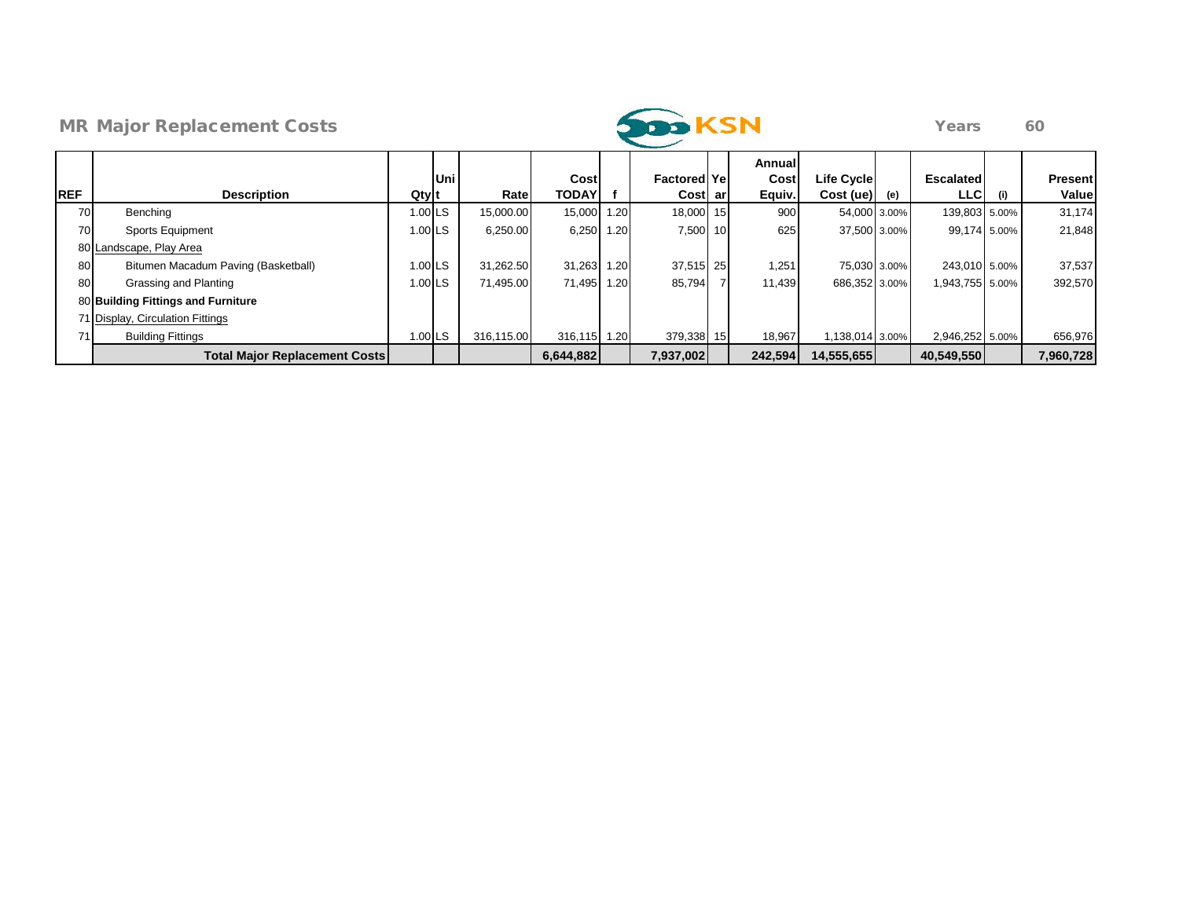## MR Major Replacement Costs

KSN

Years 60

| REF | Description | Qty | Unit | Rate | Cost TODAY | f | Factored Cost | Year | Annual Cost Equiv. | Life Cycle Cost (ue) | (e) | Escalated LLC | (i) | Present Value |
|---|---|---|---|---|---|---|---|---|---|---|---|---|---|---|
| 70 | Benching | 1.00 | LS | 15,000.00 | 15,000 | 1.20 | 18,000 | 15 | 900 | 54,000 | 3.00% | 139,803 | 5.00% | 31,174 |
| 70 | Sports Equipment | 1.00 | LS | 6,250.00 | 6,250 | 1.20 | 7,500 | 10 | 625 | 37,500 | 3.00% | 99,174 | 5.00% | 21,848 |
| 80 | Landscape, Play Area | | | | | | | | | | | | | |
| 80 | Bitumen Macadum Paving (Basketball) | 1.00 | LS | 31,262.50 | 31,263 | 1.20 | 37,515 | 25 | 1,251 | 75,030 | 3.00% | 243,010 | 5.00% | 37,537 |
| 80 | Grassing and Planting | 1.00 | LS | 71,495.00 | 71,495 | 1.20 | 85,794 | 7 | 11,439 | 686,352 | 3.00% | 1,943,755 | 5.00% | 392,570 |
| 80 | **Building Fittings and Furniture** | | | | | | | | | | | | | |
| 71 | Display, Circulation Fittings | | | | | | | | | | | | | |
| 71 | Building Fittings | 1.00 | LS | 316,115.00 | 316,115 | 1.20 | 379,338 | 15 | 18,967 | 1,138,014 | 3.00% | 2,946,252 | 5.00% | 656,976 |
| | **Total Major Replacement Costs** | | | | **6,644,882** | | **7,937,002** | | **242,594** | **14,555,655** | | **40,549,550** | | **7,960,728** |